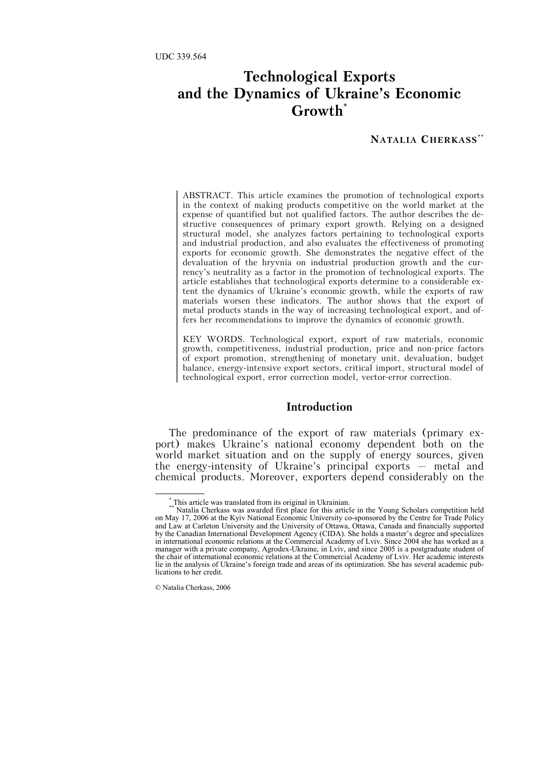UDC 339.564

# Technological Exports and the Dynamics of Ukraine's Economic Growth[*]

**NATALIA CHERKASS**[**]

ABSTRACT. This article examines the promotion of technological exports in the context of making products competitive on the world market at the expense of quantified but not qualified factors. The author describes the destructive consequences of primary export growth. Relying on a designed structural model, she analyzes factors pertaining to technological exports and industrial production, and also evaluates the effectiveness of promoting exports for economic growth. She demonstrates the negative effect of the devaluation of the hryvnia on industrial production growth and the currency's neutrality as a factor in the promotion of technological exports. The article establishes that technological exports determine to a considerable extent the dynamics of Ukraine's economic growth, while the exports of raw materials worsen these indicators. The author shows that the export of metal products stands in the way of increasing technological export, and offers her recommendations to improve the dynamics of economic growth.

KEY WORDS. Technological export, export of raw materials, economic growth, competitiveness, industrial production, price and non-price factors of export promotion, strengthening of monetary unit, devaluation, budget balance, energy-intensive export sectors, critical import, structural model of technological export, error correction model, vector-error correction.

## Introduction

The predominance of the export of raw materials (primary export) makes Ukraine's national economy dependent both on the world market situation and on the supply of energy sources, given the energy-intensity of Ukraine's principal exports — metal and chemical products. Moreover, exporters depend considerably on the

[*] This article was translated from its original in Ukrainian.

[**] Natalia Cherkass was awarded first place for this article in the Young Scholars competition held on May 17, 2006 at the Kyiv National Economic University co-sponsored by the Centre for Trade Policy and Law at Carleton University and the University of Ottawa, Ottawa, Canada and financially supported by the Canadian International Development Agency (CIDA). She holds a master's degree and specializes in international economic relations at the Commercial Academy of Lviv. Since 2004 she has worked as a manager with a private company, Agrodex-Ukraine, in Lviv, and since 2005 is a postgraduate student of the chair of international economic relations at the Commercial Academy of Lviv. Her academic interests lie in the analysis of Ukraine's foreign trade and areas of its optimization. She has several academic publications to her credit.

© Natalia Cherkass, 2006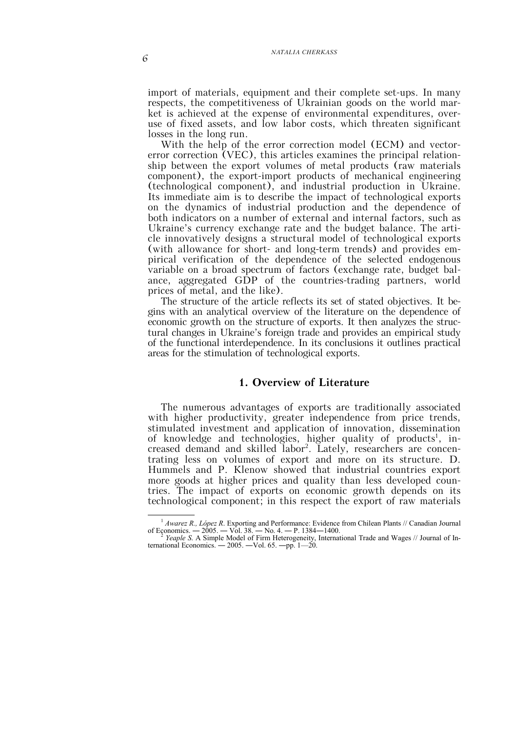import of materials, equipment and their complete set-ups. In many respects, the competitiveness of Ukrainian goods on the world market is achieved at the expense of environmental expenditures, overuse of fixed assets, and low labor costs, which threaten significant losses in the long run.

With the help of the error correction model (ECM) and vector-error correction (VEC), this articles examines the principal relationship between the export volumes of metal products (raw materials component), the export-import products of mechanical engineering (technological component), and industrial production in Ukraine. Its immediate aim is to describe the impact of technological exports on the dynamics of industrial production and the dependence of both indicators on a number of external and internal factors, such as Ukraine's currency exchange rate and the budget balance. The article innovatively designs a structural model of technological exports (with allowance for short- and long-term trends) and provides empirical verification of the dependence of the selected endogenous variable on a broad spectrum of factors (exchange rate, budget balance, aggregated GDP of the countries-trading partners, world prices of metal, and the like).

The structure of the article reflects its set of stated objectives. It begins with an analytical overview of the literature on the dependence of economic growth on the structure of exports. It then analyzes the structural changes in Ukraine's foreign trade and provides an empirical study of the functional interdependence. In its conclusions it outlines practical areas for the stimulation of technological exports.

## 1. Overview of Literature

The numerous advantages of exports are traditionally associated with higher productivity, greater independence from price trends, stimulated investment and application of innovation, dissemination of knowledge and technologies, higher quality of products[1], increased demand and skilled labor[2]. Lately, researchers are concentrating less on volumes of export and more on its structure. D. Hummels and P. Klenow showed that industrial countries export more goods at higher prices and quality than less developed countries. The impact of exports on economic growth depends on its technological component; in this respect the export of raw materials

---

[1] *Awarez R., López R*. Exporting and Performance: Evidence from Chilean Plants // Canadian Journal of Economics. — 2005. — Vol. 38. — No. 4. — P. 1384—1400.

[2] *Yeaple S.* A Simple Model of Firm Heterogeneity, International Trade and Wages // Journal of International Economics. — 2005. —Vol. 65. —pp. 1—20.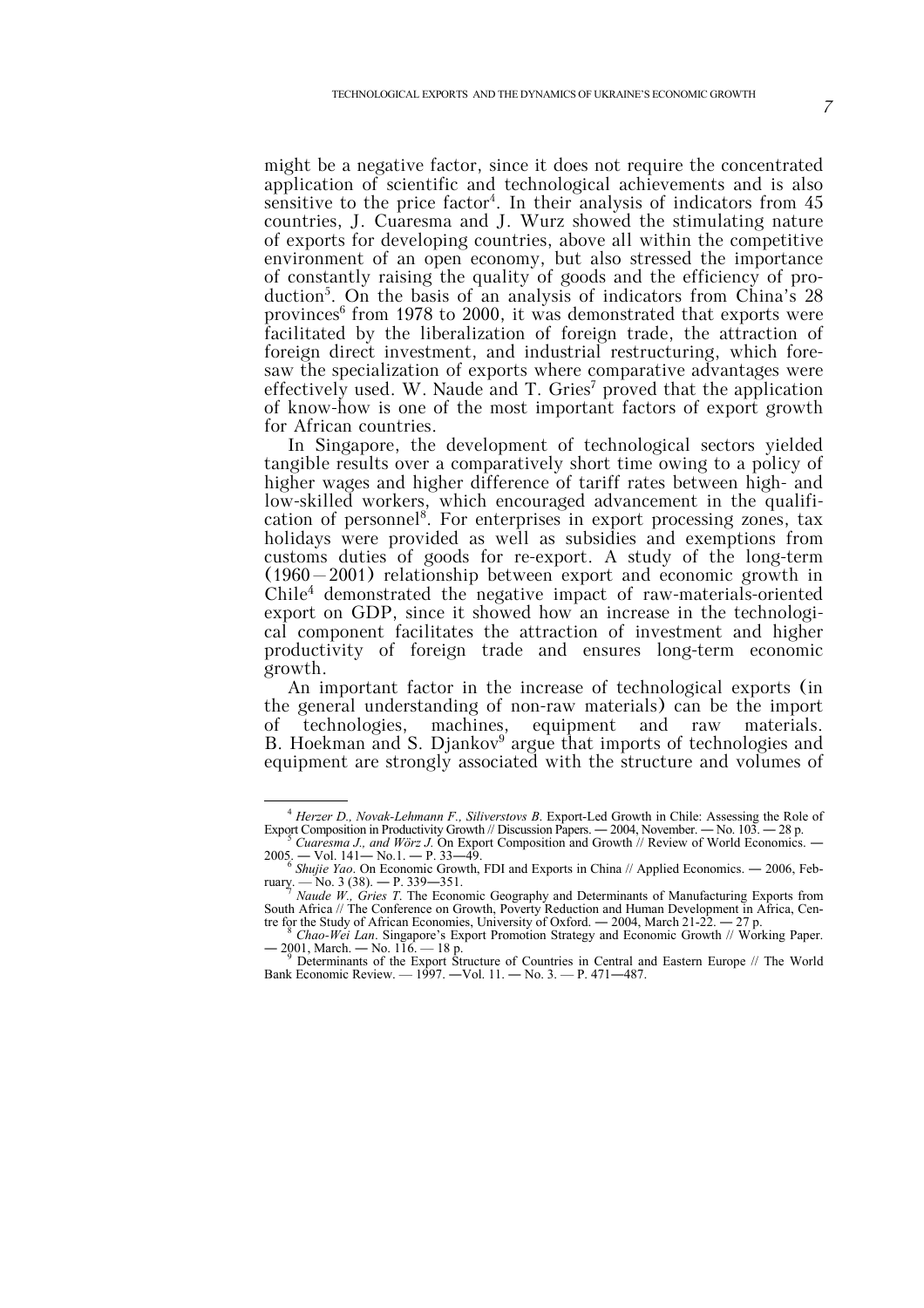might be a negative factor, since it does not require the concentrated application of scientific and technological achievements and is also sensitive to the price factor[4]. In their analysis of indicators from 45 countries, J. Cuaresma and J. Wurz showed the stimulating nature of exports for developing countries, above all within the competitive environment of an open economy, but also stressed the importance of constantly raising the quality of goods and the efficiency of production[5]. On the basis of an analysis of indicators from China's 28 provinces[6] from 1978 to 2000, it was demonstrated that exports were facilitated by the liberalization of foreign trade, the attraction of foreign direct investment, and industrial restructuring, which foresaw the specialization of exports where comparative advantages were effectively used. W. Naude and T. Gries[7] proved that the application of know-how is one of the most important factors of export growth for African countries.

In Singapore, the development of technological sectors yielded tangible results over a comparatively short time owing to a policy of higher wages and higher difference of tariff rates between high- and low-skilled workers, which encouraged advancement in the qualification of personnel[8]. For enterprises in export processing zones, tax holidays were provided as well as subsidies and exemptions from customs duties of goods for re-export. A study of the long-term (1960 – 2001) relationship between export and economic growth in Chile[4] demonstrated the negative impact of raw-materials-oriented export on GDP, since it showed how an increase in the technological component facilitates the attraction of investment and higher productivity of foreign trade and ensures long-term economic growth.

An important factor in the increase of technological exports (in the general understanding of non-raw materials) can be the import of technologies, machines, equipment and raw materials. B. Hoekman and S. Djankov[9] argue that imports of technologies and equipment are strongly associated with the structure and volumes of

---

[4] *Herzer D., Novak-Lehmann F., Siliverstovs B.* Export-Led Growth in Chile: Assessing the Role of Export Composition in Productivity Growth // Discussion Papers. — 2004, November. — No. 103. — 28 p.

[5] *Cuaresma J., and Wörz J.* On Export Composition and Growth // Review of World Economics. — 2005. — Vol. 141— No.1. — P. 33—49.

[6] *Shujie Yao*. On Economic Growth, FDI and Exports in China // Applied Economics. — 2006, February. — No. 3 (38). — P. 339—351.

[7] *Naude W., Gries T.* The Economic Geography and Determinants of Manufacturing Exports from South Africa // The Conference on Growth, Poverty Reduction and Human Development in Africa, Centre for the Study of African Economies, University of Oxford. — 2004, March 21-22. — 27 p.

[8] *Chao-Wei Lan*. Singapore's Export Promotion Strategy and Economic Growth // Working Paper. — 2001, March. — No. 116. — 18 p.

[9] Determinants of the Export Structure of Countries in Central and Eastern Europe // The World Bank Economic Review. — 1997. —Vol. 11. — No. 3. — P. 471—487.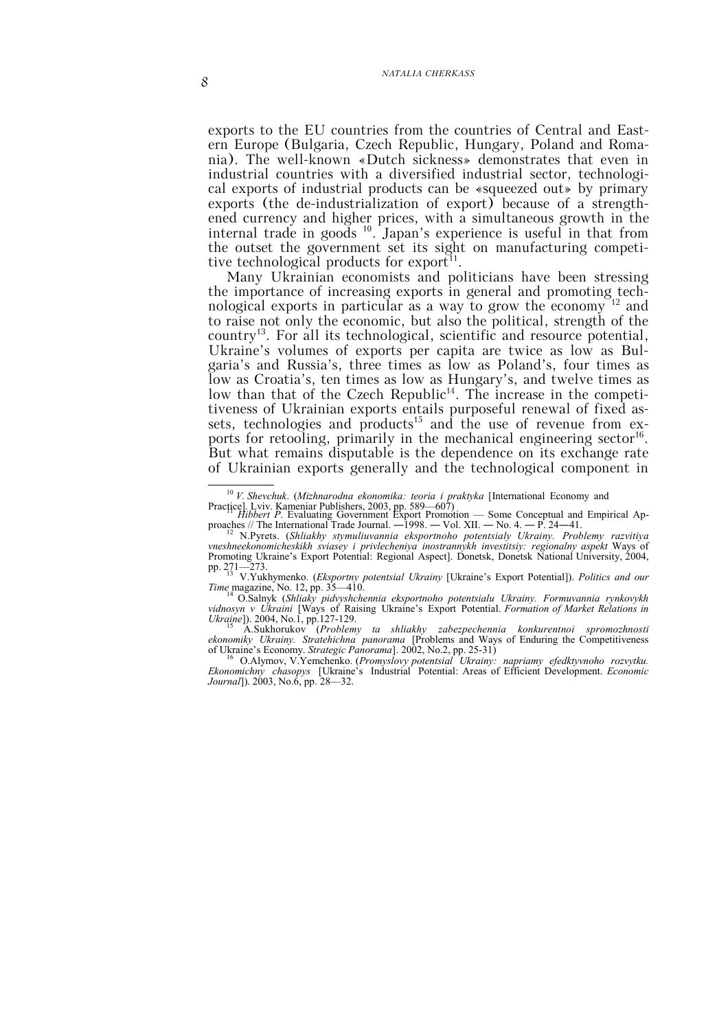exports to the EU countries from the countries of Central and Eastern Europe (Bulgaria, Czech Republic, Hungary, Poland and Romania). The well-known «Dutch sickness» demonstrates that even in industrial countries with a diversified industrial sector, technological exports of industrial products can be «squeezed out» by primary exports (the de-industrialization of export) because of a strengthened currency and higher prices, with a simultaneous growth in the internal trade in goods [10]. Japan's experience is useful in that from the outset the government set its sight on manufacturing competitive technological products for export[11].

Many Ukrainian economists and politicians have been stressing the importance of increasing exports in general and promoting technological exports in particular as a way to grow the economy [12] and to raise not only the economic, but also the political, strength of the country[13]. For all its technological, scientific and resource potential, Ukraine's volumes of exports per capita are twice as low as Bulgaria's and Russia's, three times as low as Poland's, four times as low as Croatia's, ten times as low as Hungary's, and twelve times as low than that of the Czech Republic[14]. The increase in the competitiveness of Ukrainian exports entails purposeful renewal of fixed assets, technologies and products[15] and the use of revenue from exports for retooling, primarily in the mechanical engineering sector[16]. But what remains disputable is the dependence on its exchange rate of Ukrainian exports generally and the technological component in

---

[10] *V. Shevchuk*. (*Mizhnarodna ekonomika: teoria i praktyka* [International Economy and Practice]. Lviv. Kameniar Publishers, 2003, pp. 589—607)

[11] *Hibbert P*. Evaluating Government Export Promotion — Some Conceptual and Empirical Approaches // The International Trade Journal. —1998. — Vol. XII. — No. 4. — P. 24—41.

[12] N.Pyrets. (*Shliakhy stymuliuvannia eksportnoho potentsialy Ukrainy. Problemy razvitiya vneshneekonomicheskikh sviasey i privlecheniya inostrannykh investitsiy: regionalny aspekt* Ways of Promoting Ukraine's Export Potential: Regional Aspect]. Donetsk, Donetsk National University, 2004, pp. 271—273.

[13] V.Yukhymenko. (*Eksportny potentsial Ukrainy* [Ukraine's Export Potential]). *Politics and our Time* magazine, No. 12, pp. 35—410.

[14] O.Salnyk (*Shliaky pidvyshchennia eksportnoho potentsialu Ukrainy. Formuvannia rynkovykh vidnosyn v Ukraini* [Ways of Raising Ukraine's Export Potential. *Formation of Market Relations in Ukraine*]). 2004, No.1, pp.127-129.

[15] A.Sukhorukov (*Problemy ta shliakhy zabezpechennia konkurentnoi spromozhnosti ekonomiky Ukrainy. Stratehichna panorama* [Problems and Ways of Enduring the Competitiveness of Ukraine's Economy. *Strategic Panorama*]. 2002, No.2, pp. 25-31)

[16] O.Alymov, V.Yemchenko. (*Promyslovy potentsial Ukrainy: napriamy efedktyvnoho rozvytku. Ekonomichny chasopys* [Ukraine's Industrial Potential: Areas of Efficient Development. *Economic Journal*]). 2003, No.6, pp. 28—32.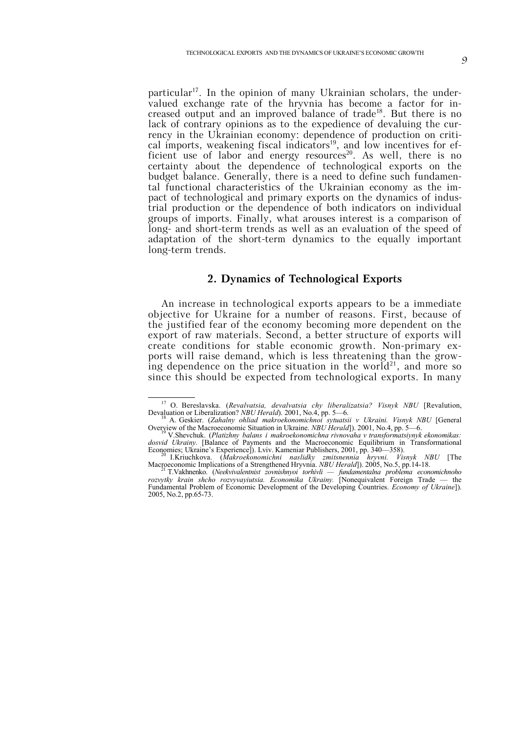particular[17]. In the opinion of many Ukrainian scholars, the undervalued exchange rate of the hryvnia has become a factor for increased output and an improved balance of trade[18]. But there is no lack of contrary opinions as to the expedience of devaluing the currency in the Ukrainian economy: dependence of production on critical imports, weakening fiscal indicators[19], and low incentives for efficient use of labor and energy resources[20]. As well, there is no certainty about the dependence of technological exports on the budget balance. Generally, there is a need to define such fundamental functional characteristics of the Ukrainian economy as the impact of technological and primary exports on the dynamics of industrial production or the dependence of both indicators on individual groups of imports. Finally, what arouses interest is a comparison of long- and short-term trends as well as an evaluation of the speed of adaptation of the short-term dynamics to the equally important long-term trends.

## 2. Dynamics of Technological Exports

An increase in technological exports appears to be a immediate objective for Ukraine for a number of reasons. First, because of the justified fear of the economy becoming more dependent on the export of raw materials. Second, a better structure of exports will create conditions for stable economic growth. Non-primary exports will raise demand, which is less threatening than the growing dependence on the price situation in the world[21], and more so since this should be expected from technological exports. In many

---

[17] O. Bereslavska. (*Revalvatsia, devalvatsia chy liberalizatsia? Visnyk NBU* [Revalution, Devaluation or Liberalization? *NBU Herald*). 2001, No.4, pp. 5—6.

[18] A. Geskier. (*Zahalny ohliad makroekonomichnoi sytuatsii v Ukraini. Visnyk NBU* [General Overview of the Macroeconomic Situation in Ukraine. *NBU Herald*]). 2001, No.4, pp. 5—6.

[19] V.Shevchuk. (*Platizhny balans i makroekonomichna rivnovaha v transformatsiynyk ekonomikas: dosvid Ukrainy.* [Balance of Payments and the Macroeconomic Equilibrium in Transformational Economies; Ukraine's Experience]). Lviv. Kameniar Publishers, 2001, pp. 340—358).

[20] I.Kriuchkova. (*Makroekonomichni naslidky zmitsnennia hryvni. Visnyk NBU* [The Macroeconomic Implications of a Strengthened Hryvnia. *NBU Herald*]). 2005, No.5, pp.14-18.

[21] T.Vakhnenko. (*Neekvivalentnist zovnishnyoi torhivli — fundamentalna problema economichnoho rozvytky krain shcho rozvyvayiutsia. Economika Ukrainy.* [Nonequivalent Foreign Trade — the Fundamental Problem of Economic Development of the Developing Countries. *Economy of Ukraine*]). 2005, No.2, pp.65-73.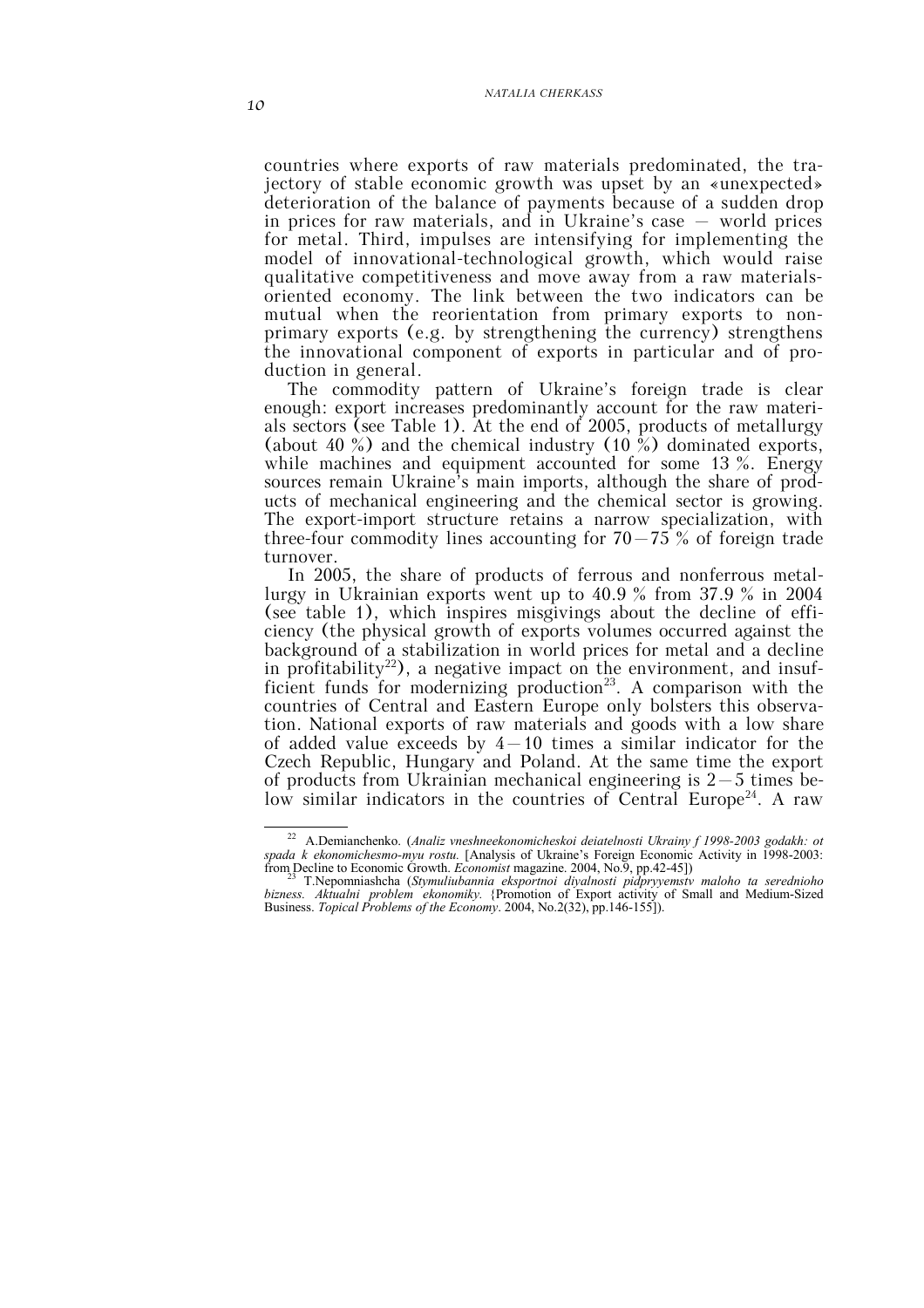countries where exports of raw materials predominated, the trajectory of stable economic growth was upset by an «unexpected» deterioration of the balance of payments because of a sudden drop in prices for raw materials, and in Ukraine's case — world prices for metal. Third, impulses are intensifying for implementing the model of innovational-technological growth, which would raise qualitative competitiveness and move away from a raw materials-oriented economy. The link between the two indicators can be mutual when the reorientation from primary exports to non-primary exports (e.g. by strengthening the currency) strengthens the innovational component of exports in particular and of production in general.

The commodity pattern of Ukraine's foreign trade is clear enough: export increases predominantly account for the raw materials sectors (see Table 1). At the end of 2005, products of metallurgy (about 40 %) and the chemical industry (10 %) dominated exports, while machines and equipment accounted for some 13 %. Energy sources remain Ukraine's main imports, although the share of products of mechanical engineering and the chemical sector is growing. The export-import structure retains a narrow specialization, with three-four commodity lines accounting for 70—75 % of foreign trade turnover.

In 2005, the share of products of ferrous and nonferrous metallurgy in Ukrainian exports went up to 40.9 % from 37.9 % in 2004 (see table 1), which inspires misgivings about the decline of efficiency (the physical growth of exports volumes occurred against the background of a stabilization in world prices for metal and a decline in profitability[22]), a negative impact on the environment, and insufficient funds for modernizing production[23]. A comparison with the countries of Central and Eastern Europe only bolsters this observation. National exports of raw materials and goods with a low share of added value exceeds by 4—10 times a similar indicator for the Czech Republic, Hungary and Poland. At the same time the export of products from Ukrainian mechanical engineering is 2—5 times below similar indicators in the countries of Central Europe[24]. A raw

---

[22] A.Demianchenko. (*Analiz vneshneekonomicheskoi deiatelnosti Ukrainy f 1998-2003 godakh: ot spada k ekonomichesmo-myu rostu.* [Analysis of Ukraine's Foreign Economic Activity in 1998-2003: from Decline to Economic Growth. *Economist* magazine. 2004, No.9, pp.42-45])

[23] T.Nepomniashcha (*Stymuliubannia eksportnoi diyalnosti pidpryyemstv maloho ta serednioho bizness. Aktualni problem ekonomiky.* {Promotion of Export activity of Small and Medium-Sized Business. *Topical Problems of the Economy*. 2004, No.2(32), pp.146-155]).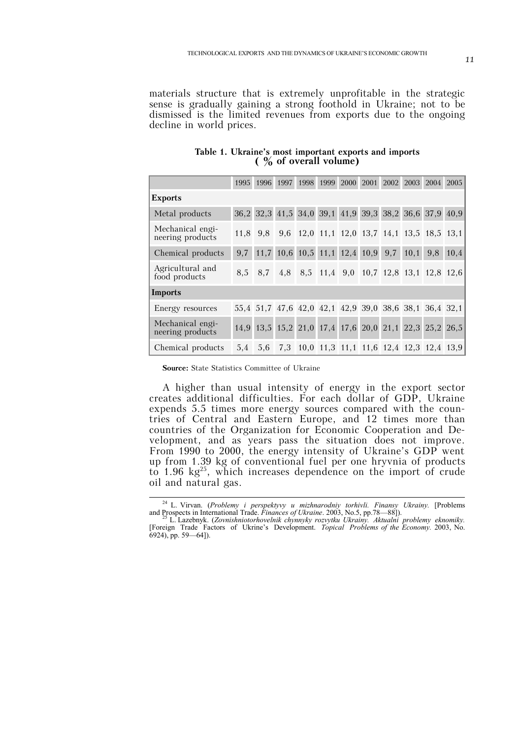materials structure that is extremely unprofitable in the strategic sense is gradually gaining a strong foothold in Ukraine; not to be dismissed is the limited revenues from exports due to the ongoing decline in world prices.

**Table 1. Ukraine's most important exports and imports ( % of overall volume)**

| | 1995 | 1996 | 1997 | 1998 | 1999 | 2000 | 2001 | 2002 | 2003 | 2004 | 2005 |
|---|---|---|---|---|---|---|---|---|---|---|---|
| **Exports** | | | | | | | | | | | |
| Metal products | 36,2 | 32,3 | 41,5 | 34,0 | 39,1 | 41,9 | 39,3 | 38,2 | 36,6 | 37,9 | 40,9 |
| Mechanical engineering products | 11,8 | 9,8 | 9,6 | 12,0 | 11,1 | 12,0 | 13,7 | 14,1 | 13,5 | 18,5 | 13,1 |
| Chemical products | 9,7 | 11,7 | 10,6 | 10,5 | 11,1 | 12,4 | 10,9 | 9,7 | 10,1 | 9,8 | 10,4 |
| Agricultural and food products | 8,5 | 8,7 | 4,8 | 8,5 | 11,4 | 9,0 | 10,7 | 12,8 | 13,1 | 12,8 | 12,6 |
| **Imports** | | | | | | | | | | | |
| Energy resources | 55,4 | 51,7 | 47,6 | 42,0 | 42,1 | 42,9 | 39,0 | 38,6 | 38,1 | 36,4 | 32,1 |
| Mechanical engineering products | 14,9 | 13,5 | 15,2 | 21,0 | 17,4 | 17,6 | 20,0 | 21,1 | 22,3 | 25,2 | 26,5 |
| Chemical products | 5,4 | 5,6 | 7,3 | 10,0 | 11,3 | 11,1 | 11,6 | 12,4 | 12,3 | 12,4 | 13,9 |

**Source:** State Statistics Committee of Ukraine

A higher than usual intensity of energy in the export sector creates additional difficulties. For each dollar of GDP, Ukraine expends 5.5 times more energy sources compared with the countries of Central and Eastern Europe, and 12 times more than countries of the Organization for Economic Cooperation and Development, and as years pass the situation does not improve. From 1990 to 2000, the energy intensity of Ukraine's GDP went up from 1.39 kg of conventional fuel per one hryvnia of products to 1.96 kg[25], which increases dependence on the import of crude oil and natural gas.

---

[24] L. Virvan. (*Problemy i perspektyvy u mizhnarodniy torhivli. Finansy Ukrainy.* [Problems and Prospects in International Trade. *Finances of Ukraine*. 2003, No.5, pp.78—88]).

[25] L. Lazebnyk. (*Zovnishniotorhovelnik chynnyky rozvytku Ukrainy. Aktualni problemy eknomiky.* [Foreign Trade Factors of Ukrine's Development. *Topical Problems of the Economy.* 2003, No. 6924), pp. 59—64]).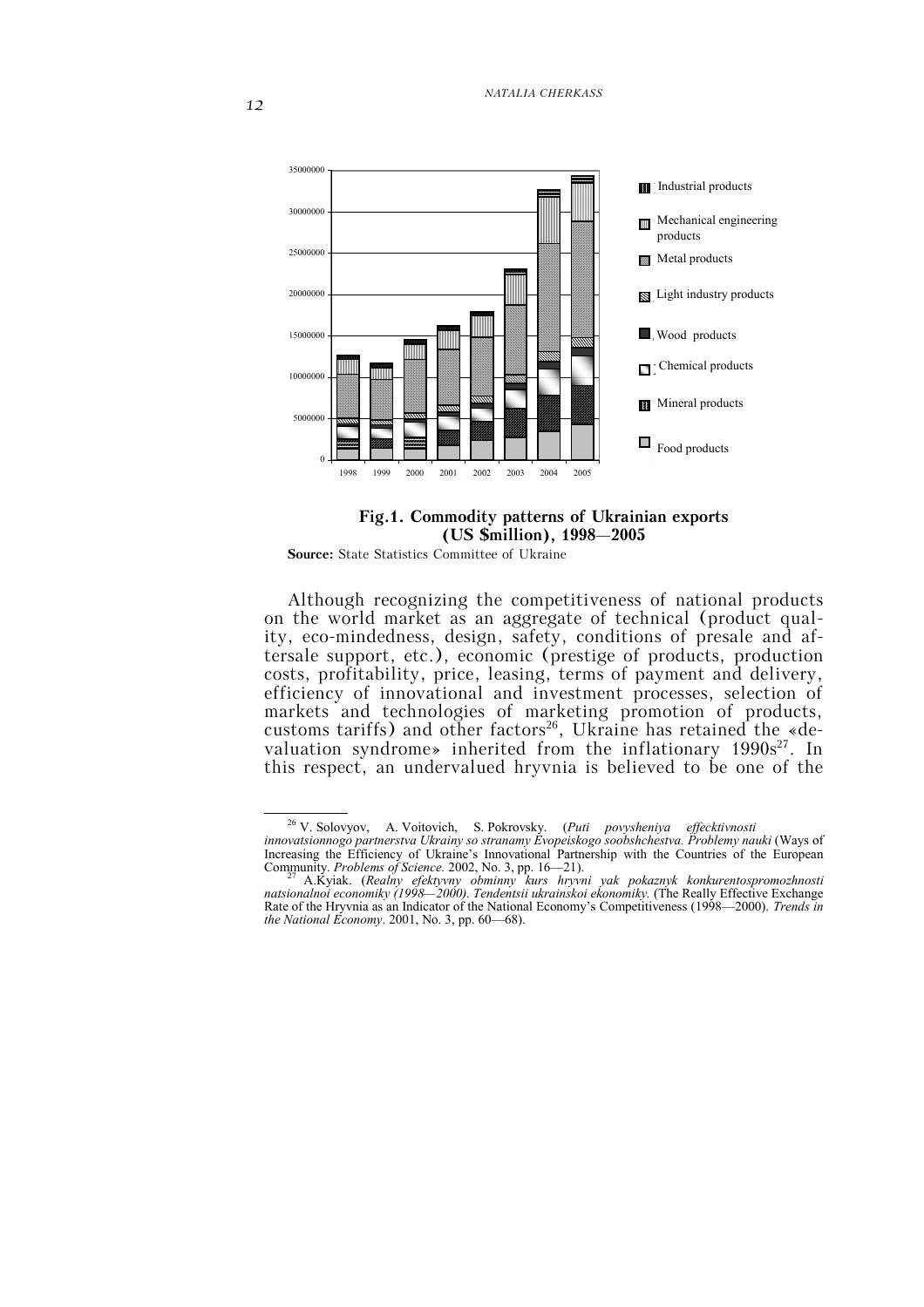**Fig.1. Commodity patterns of Ukrainian exports (US $million), 1998—2005**

**Source:** State Statistics Committee of Ukraine

Although recognizing the competitiveness of national products on the world market as an aggregate of technical (product quality, eco-mindedness, design, safety, conditions of presale and aftersale support, etc.), economic (prestige of products, production costs, profitability, price, leasing, terms of payment and delivery, efficiency of innovational and investment processes, selection of markets and technologies of marketing promotion of products, customs tariffs) and other factors[26], Ukraine has retained the «devaluation syndrome» inherited from the inflationary 1990s[27]. In this respect, an undervalued hryvnia is believed to be one of the

---

[26] V. Solovyov, A. Voitovich, S. Pokrovsky. (*Puti povysheniya effecktivnosti innovatsionnogo partnerstva Ukrainy so stranamy Evopeiskogo soobshchestva. Problemy nauki* (Ways of Increasing the Efficiency of Ukraine's Innovational Partnership with the Countries of the European Community. *Problems of Science.* 2002, No. 3, pp. 16—21).

[27] A.Kyiak. (*Realny efektyvny obminny kurs hryvni yak pokaznyk konkurentospromozhnosti natsionalnoi economiky (1998—2000). Tendentsii ukrainskoi ekonomiky.* (The Really Effective Exchange Rate of the Hryvnia as an Indicator of the National Economy's Competitiveness (1998—2000). *Trends in the National Economy*. 2001, No. 3, pp. 60—68).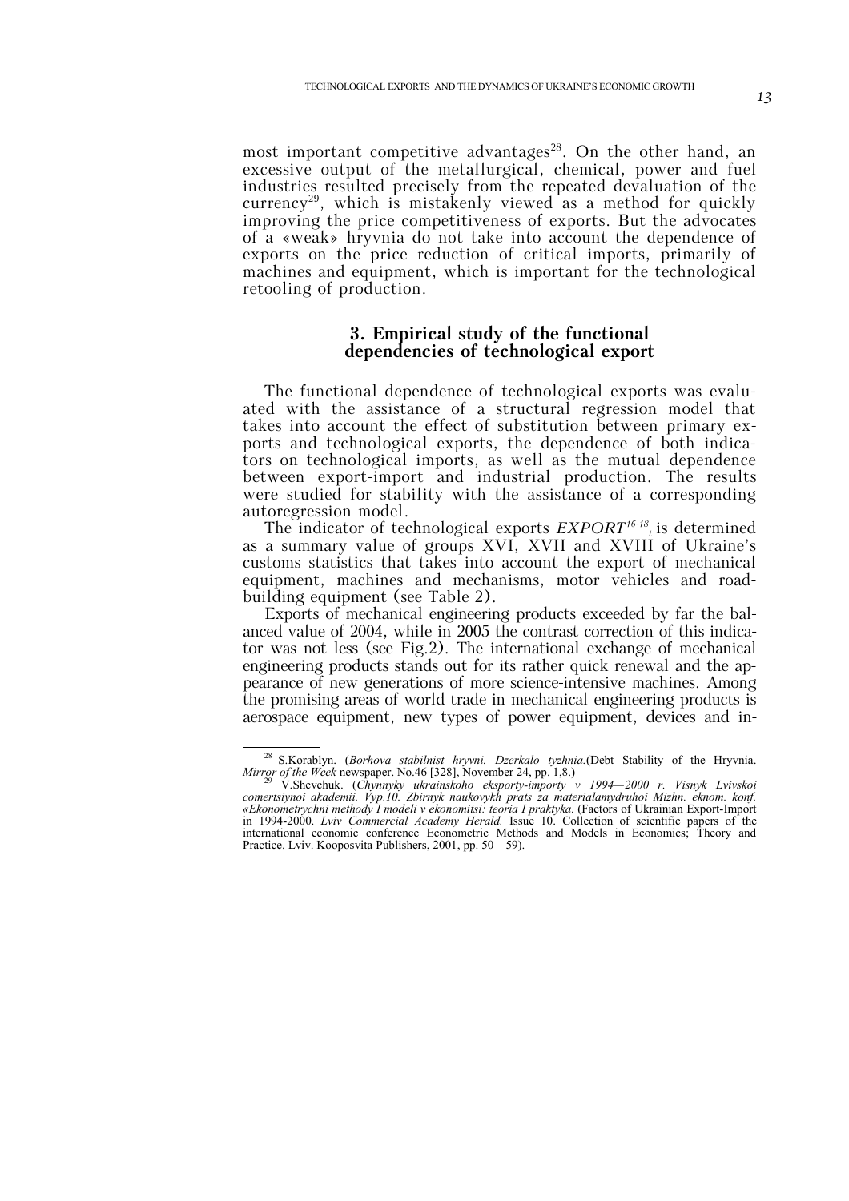most important competitive advantages[28]. On the other hand, an excessive output of the metallurgical, chemical, power and fuel industries resulted precisely from the repeated devaluation of the currency[29], which is mistakenly viewed as a method for quickly improving the price competitiveness of exports. But the advocates of a «weak» hryvnia do not take into account the dependence of exports on the price reduction of critical imports, primarily of machines and equipment, which is important for the technological retooling of production.

## 3. Empirical study of the functional dependencies of technological export

The functional dependence of technological exports was evaluated with the assistance of a structural regression model that takes into account the effect of substitution between primary exports and technological exports, the dependence of both indicators on technological imports, as well as the mutual dependence between export-import and industrial production. The results were studied for stability with the assistance of a corresponding autoregression model.

The indicator of technological exports $EXPORT^{16\text{-}18}_{t}$ is determined as a summary value of groups XVI, XVII and XVIII of Ukraine's customs statistics that takes into account the export of mechanical equipment, machines and mechanisms, motor vehicles and road-building equipment (see Table 2).

Exports of mechanical engineering products exceeded by far the balanced value of 2004, while in 2005 the contrast correction of this indicator was not less (see Fig.2). The international exchange of mechanical engineering products stands out for its rather quick renewal and the appearance of new generations of more science-intensive machines. Among the promising areas of world trade in mechanical engineering products is aerospace equipment, new types of power equipment, devices and in-

---

[28] S.Korablyn. (*Borhova stabilnist hryvni. Dzerkalo tyzhnia.*(Debt Stability of the Hryvnia. *Mirror of the Week* newspaper. No.46 [328], November 24, pp. 1,8.)

[29] V.Shevchuk. (*Chynnyky ukrainskoho eksporty-importy v 1994—2000 r. Visnyk Lvivskoi comertsiynoi akademii. Vyp.10. Zbirnyk naukovykh prats za materialamydruhoi Mizhn. eknom. konf. «Ekonometrychni methody I modeli v ekonomitsi: teoria I praktyka.* (Factors of Ukrainian Export-Import in 1994-2000. *Lviv Commercial Academy Herald.* Issue 10. Collection of scientific papers of the international economic conference Econometric Methods and Models in Economics; Theory and Practice. Lviv. Kooposvita Publishers, 2001, pp. 50—59).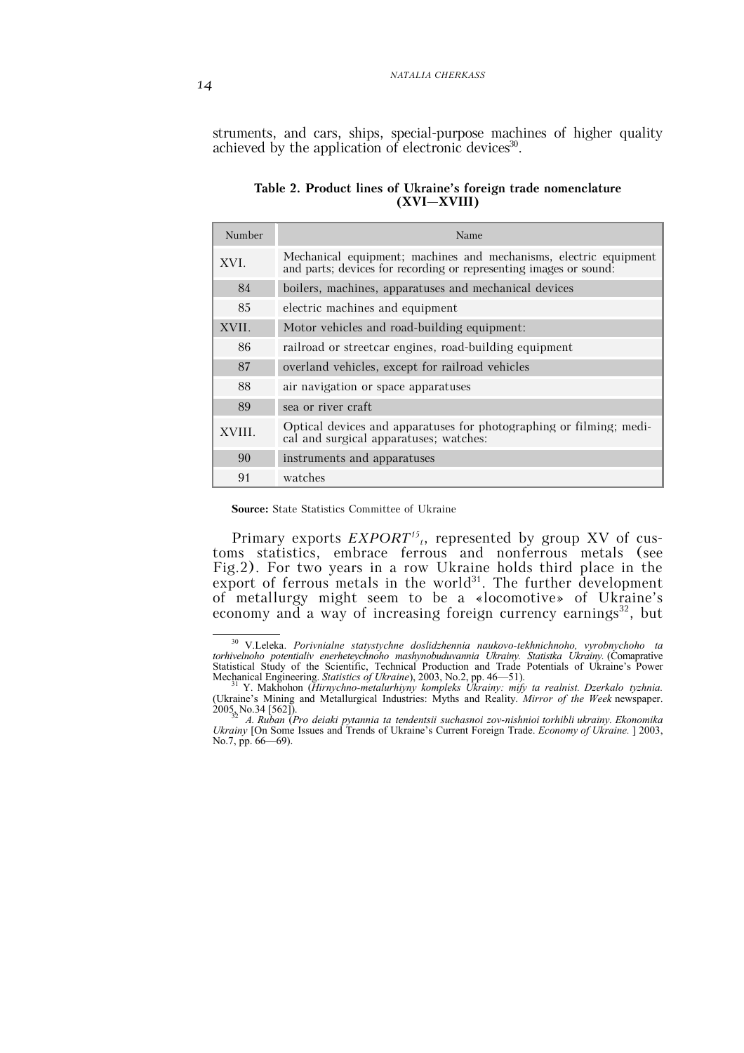struments, and cars, ships, special-purpose machines of higher quality achieved by the application of electronic devices[30].

**Table 2. Product lines of Ukraine's foreign trade nomenclature (XVI—XVIII)**

| Number | Name |
|---|---|
| XVI. | Mechanical equipment; machines and mechanisms, electric equipment and parts; devices for recording or representing images or sound: |
| 84 | boilers, machines, apparatuses and mechanical devices |
| 85 | electric machines and equipment |
| XVII. | Motor vehicles and road-building equipment: |
| 86 | railroad or streetcar engines, road-building equipment |
| 87 | overland vehicles, except for railroad vehicles |
| 88 | air navigation or space apparatuses |
| 89 | sea or river craft |
| XVIII. | Optical devices and apparatuses for photographing or filming; medical and surgical apparatuses; watches: |
| 90 | instruments and apparatuses |
| 91 | watches |

**Source:** State Statistics Committee of Ukraine

Primary exports $EXPORT^{15}_t$, represented by group XV of customs statistics, embrace ferrous and nonferrous metals (see Fig.2). For two years in a row Ukraine holds third place in the export of ferrous metals in the world[31]. The further development of metallurgy might seem to be a «locomotive» of Ukraine's economy and a way of increasing foreign currency earnings[32], but

[30] V.Leleka. *Porivnialne statystychne doslidzhennia naukovo-tekhnichnoho, vyrobnychoho ta torhivelnoho potentialiv enerheteychnoho mashynobuduvannia Ukrainy. Statistka Ukrainy.* (Comaprative Statistical Study of the Scientific, Technical Production and Trade Potentials of Ukraine's Power Mechanical Engineering. *Statistics of Ukraine*), 2003, No.2, pp. 46—51).

[31] Y. Makhohon (*Hirnychno-metalurhiyny kompleks Ukrainy: mify ta realnist. Dzerkalo tyzhnia.* (Ukraine's Mining and Metallurgical Industries: Myths and Reality. *Mirror of the Week* newspaper. 2005, No.34 [562]).

[32] *A. Ruban* (*Pro deiaki pytannia ta tendentsii suchasnoi zov-nishnioi torhibli ukrainy. Ekonomika Ukrainy* [On Some Issues and Trends of Ukraine's Current Foreign Trade. *Economy of Ukraine.* ] 2003, No.7, pp. 66—69).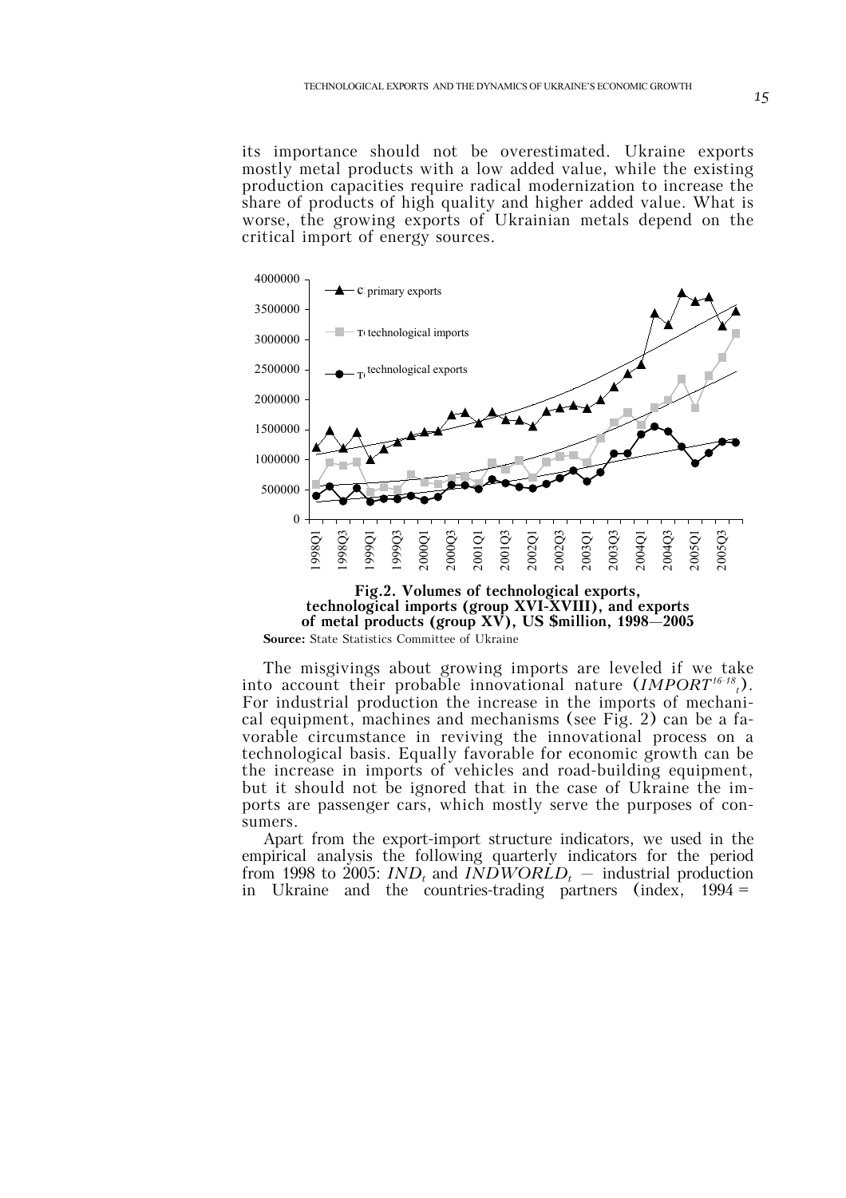its importance should not be overestimated. Ukraine exports mostly metal products with a low added value, while the existing production capacities require radical modernization to increase the share of products of high quality and higher added value. What is worse, the growing exports of Ukrainian metals depend on the critical import of energy sources.

**Fig.2. Volumes of technological exports, technological imports (group XVI-XVIII), and exports of metal products (group XV), US $million, 1998—2005**

**Source:** State Statistics Committee of Ukraine

The misgivings about growing imports are leveled if we take into account their probable innovational nature ($IMPORT^{16-18}_t$). For industrial production the increase in the imports of mechanical equipment, machines and mechanisms (see Fig. 2) can be a favorable circumstance in reviving the innovational process on a technological basis. Equally favorable for economic growth can be the increase in imports of vehicles and road-building equipment, but it should not be ignored that in the case of Ukraine the imports are passenger cars, which mostly serve the purposes of consumers.

Apart from the export-import structure indicators, we used in the empirical analysis the following quarterly indicators for the period from 1998 to 2005: $IND_t$ and $INDWORLD_t$ — industrial production in Ukraine and the countries-trading partners (index, 1994 =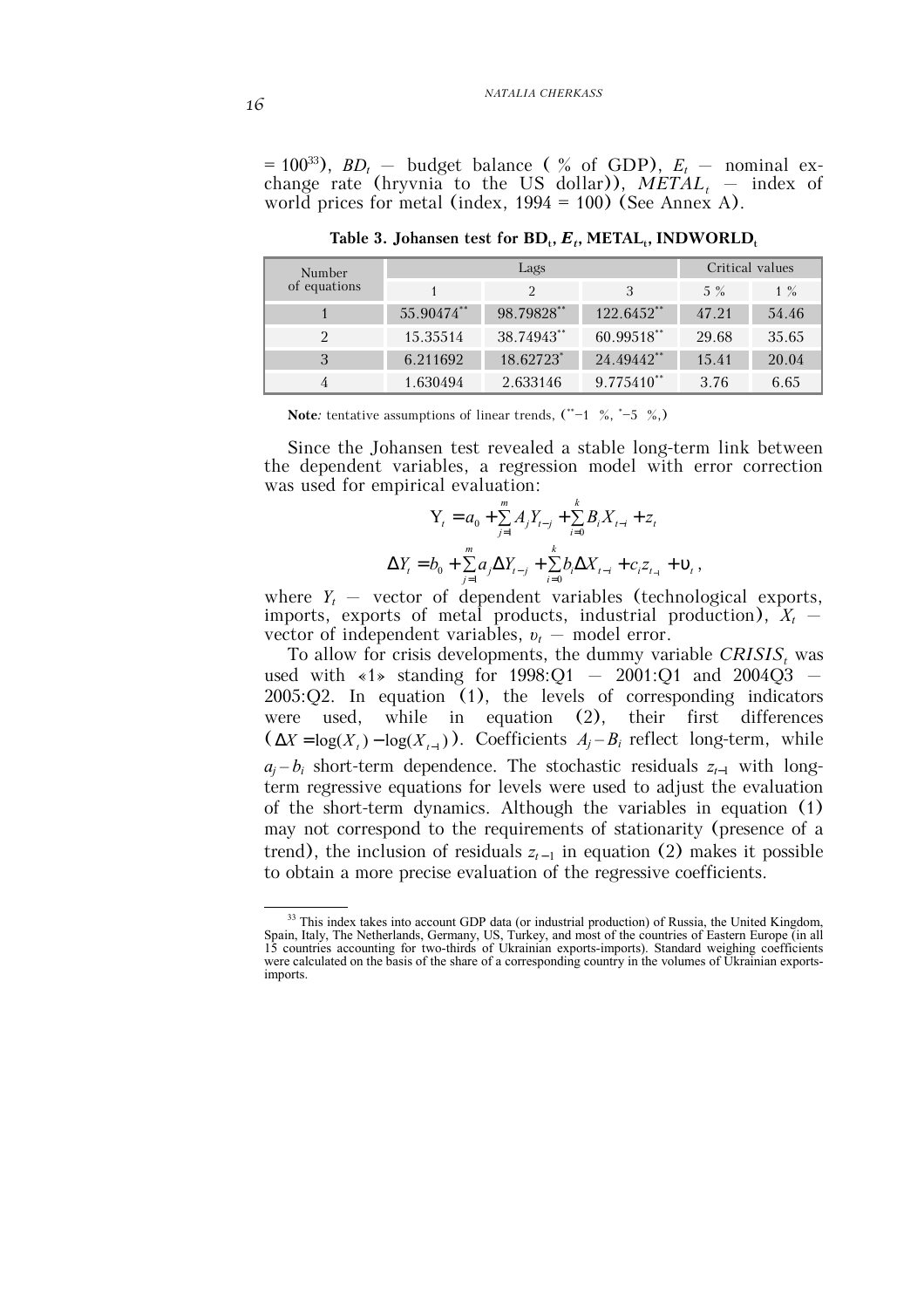= 100[33]), $BD_t$ — budget balance ( % of GDP), $E_t$ — nominal exchange rate (hryvnia to the US dollar)), $METAL_t$ — index of world prices for metal (index, 1994 = 100) (See Annex A).

**Table 3. Johansen test for $BD_t$, $E_t$, $METAL_t$, $INDWORLD_t$**

| Number of equations | Lags | | | Critical values | |
|---|---|---|---|---|---|
| | 1 | 2 | 3 | 5 % | 1 % |
| 1 | 55.90474** | 98.79828** | 122.6452** | 47.21 | 54.46 |
| 2 | 15.35514 | 38.74943** | 60.99518** | 29.68 | 35.65 |
| 3 | 6.211692 | 18.62723* | 24.49442** | 15.41 | 20.04 |
| 4 | 1.630494 | 2.633146 | 9.775410** | 3.76 | 6.65 |

**Note**: tentative assumptions of linear trends, (**–1 %, *–5 %,)

Since the Johansen test revealed a stable long-term link between the dependent variables, a regression model with error correction was used for empirical evaluation:

$$Y_t = a_0 + \sum_{j=1}^{m} A_j Y_{t-j} + \sum_{i=0}^{k} B_i X_{t-i} + z_t$$

$$\Delta Y_t = b_0 + \sum_{j=1}^{m} a_j \Delta Y_{t-j} + \sum_{i=0}^{k} b_i \Delta X_{t-i} + c_t z_{t_{-1}} + \upsilon_t ,$$

where $Y_t$ — vector of dependent variables (technological exports, imports, exports of metal products, industrial production), $X_t$ — vector of independent variables, $\upsilon_t$ — model error.

To allow for crisis developments, the dummy variable $CRISIS_t$ was used with «1» standing for 1998:Q1 — 2001:Q1 and 2004Q3 — 2005:Q2. In equation (1), the levels of corresponding indicators were used, while in equation (2), their first differences ($\Delta X = \log(X_t) - \log(X_{t-1})$). Coefficients $A_j - B_i$ reflect long-term, while $a_j - b_i$ short-term dependence. The stochastic residuals $z_{t-1}$ with long-term regressive equations for levels were used to adjust the evaluation of the short-term dynamics. Although the variables in equation (1) may not correspond to the requirements of stationarity (presence of a trend), the inclusion of residuals $z_{t-1}$ in equation (2) makes it possible to obtain a more precise evaluation of the regressive coefficients.

[33] This index takes into account GDP data (or industrial production) of Russia, the United Kingdom, Spain, Italy, The Netherlands, Germany, US, Turkey, and most of the countries of Eastern Europe (in all 15 countries accounting for two-thirds of Ukrainian exports-imports). Standard weighing coefficients were calculated on the basis of the share of a corresponding country in the volumes of Ukrainian exports-imports.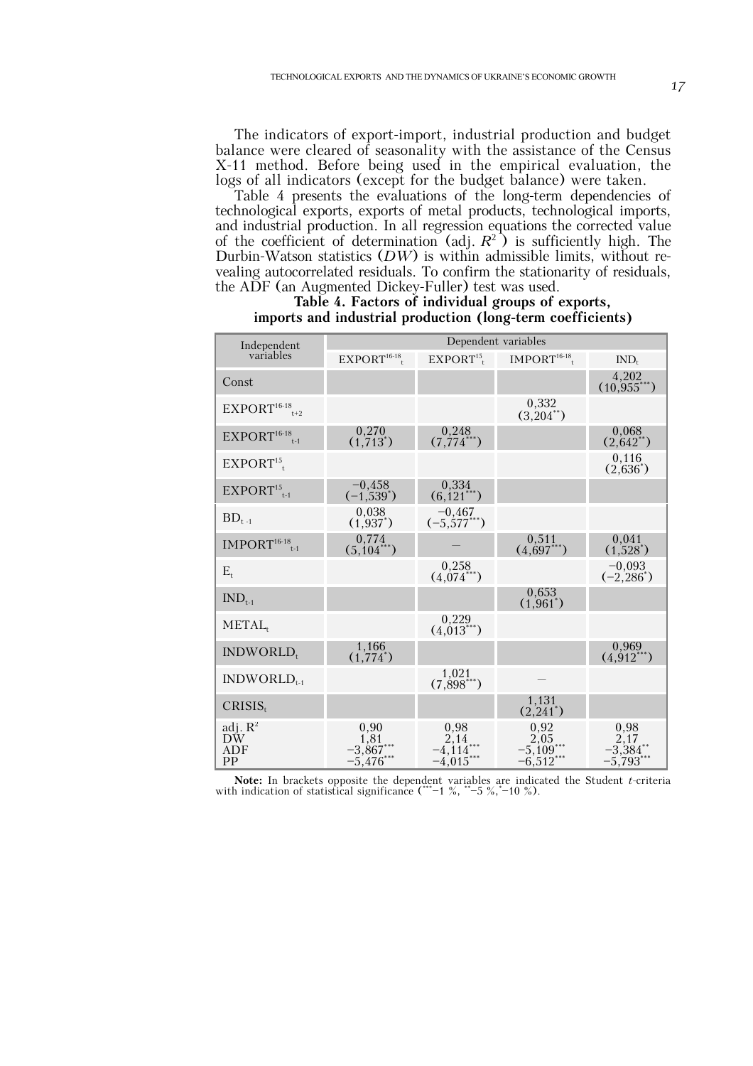The indicators of export-import, industrial production and budget balance were cleared of seasonality with the assistance of the Census X-11 method. Before being used in the empirical evaluation, the logs of all indicators (except for the budget balance) were taken.

Table 4 presents the evaluations of the long-term dependencies of technological exports, exports of metal products, technological imports, and industrial production. In all regression equations the corrected value of the coefficient of determination (adj. $R^2$) is sufficiently high. The Durbin-Watson statistics (*DW*) is within admissible limits, without revealing autocorrelated residuals. To confirm the stationarity of residuals, the ADF (an Augmented Dickey-Fuller) test was used.

**Table 4. Factors of individual groups of exports, imports and industrial production (long-term coefficients)**

| Independent variables | Dependent variables | | | |
|---|---|---|---|---|
| | $EXPORT^{16\text{-}18}_{t}$ | $EXPORT^{15}_{t}$ | $IMPORT^{16\text{-}18}_{t}$ | $IND_t$ |
| Const | | | | 4,202 (10,955***) |
| $EXPORT^{16\text{-}18}_{t+2}$ | | | 0,332 (3,204**) | |
| $EXPORT^{16\text{-}18}_{t-1}$ | 0,270 (1,713*) | 0,248 (7,774***) | | 0,068 (2,642**) |
| $EXPORT^{15}_{t}$ | | | | 0,116 (2,636*) |
| $EXPORT^{15}_{t-1}$ | −0,458 (−1,539*) | 0,334 (6,121***) | | |
| $BD_{t-1}$ | 0,038 (1,937*) | −0,467 (−5,577***) | | |
| $IMPORT^{16\text{-}18}_{t-1}$ | 0,774 (5,104***) | — | 0,511 (4,697***) | 0,041 (1,528*) |
| $E_t$ | | 0,258 (4,074***) | | −0,093 (−2,286*) |
| $IND_{t-1}$ | | | 0,653 (1,961*) | |
| $METAL_t$ | | 0,229 (4,013***) | | |
| $INDWORLD_t$ | 1,166 (1,774*) | | | 0,969 (4,912***) |
| $INDWORLD_{t-1}$ | | 1,021 (7,898***) | — | |
| $CRISIS_t$ | | | 1,131 (2,241*) | |
| adj. $R^2$ | 0,90 | 0,98 | 0,92 | 0,98 |
| DW | 1,81 | 2,14 | 2,05 | 2,17 |
| ADF | −3,867*** | −4,114*** | −5,109*** | −3,384** |
| PP | −5,476*** | −4,015*** | −6,512*** | −5,793*** |

**Note:** In brackets opposite the dependent variables are indicated the Student *t*-criteria with indication of statistical significance (***−1 %, **−5 %, *−10 %).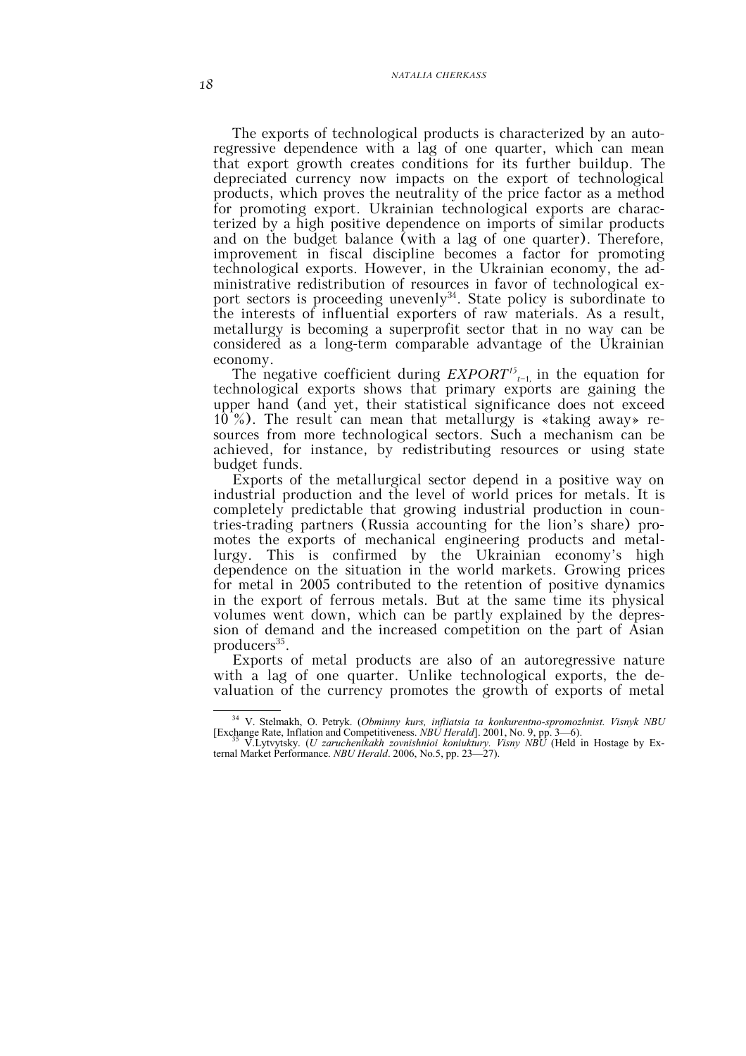The exports of technological products is characterized by an autoregressive dependence with a lag of one quarter, which can mean that export growth creates conditions for its further buildup. The depreciated currency now impacts on the export of technological products, which proves the neutrality of the price factor as a method for promoting export. Ukrainian technological exports are characterized by a high positive dependence on imports of similar products and on the budget balance (with a lag of one quarter). Therefore, improvement in fiscal discipline becomes a factor for promoting technological exports. However, in the Ukrainian economy, the administrative redistribution of resources in favor of technological export sectors is proceeding unevenly[34]. State policy is subordinate to the interests of influential exporters of raw materials. As a result, metallurgy is becoming a superprofit sector that in no way can be considered as a long-term comparable advantage of the Ukrainian economy.

The negative coefficient during $EXPORT^{t5}_{t-1,}$ in the equation for technological exports shows that primary exports are gaining the upper hand (and yet, their statistical significance does not exceed 10 %). The result can mean that metallurgy is «taking away» resources from more technological sectors. Such a mechanism can be achieved, for instance, by redistributing resources or using state budget funds.

Exports of the metallurgical sector depend in a positive way on industrial production and the level of world prices for metals. It is completely predictable that growing industrial production in countries-trading partners (Russia accounting for the lion's share) promotes the exports of mechanical engineering products and metallurgy. This is confirmed by the Ukrainian economy's high dependence on the situation in the world markets. Growing prices for metal in 2005 contributed to the retention of positive dynamics in the export of ferrous metals. But at the same time its physical volumes went down, which can be partly explained by the depression of demand and the increased competition on the part of Asian producers[35].

Exports of metal products are also of an autoregressive nature with a lag of one quarter. Unlike technological exports, the devaluation of the currency promotes the growth of exports of metal

---

[34] V. Stelmakh, O. Petryk. (*Obminny kurs, infliatsia ta konkurentno-spromozhnist. Visnyk NBU* [Exchange Rate, Inflation and Competitiveness. *NBU Herald*]. 2001, No. 9, pp. 3—6).

[35] V.Lytvytsky. (*U zaruchenikakh zovnishnioi koniuktury. Visny NBU* (Held in Hostage by External Market Performance. *NBU Herald*. 2006, No.5, pp. 23—27).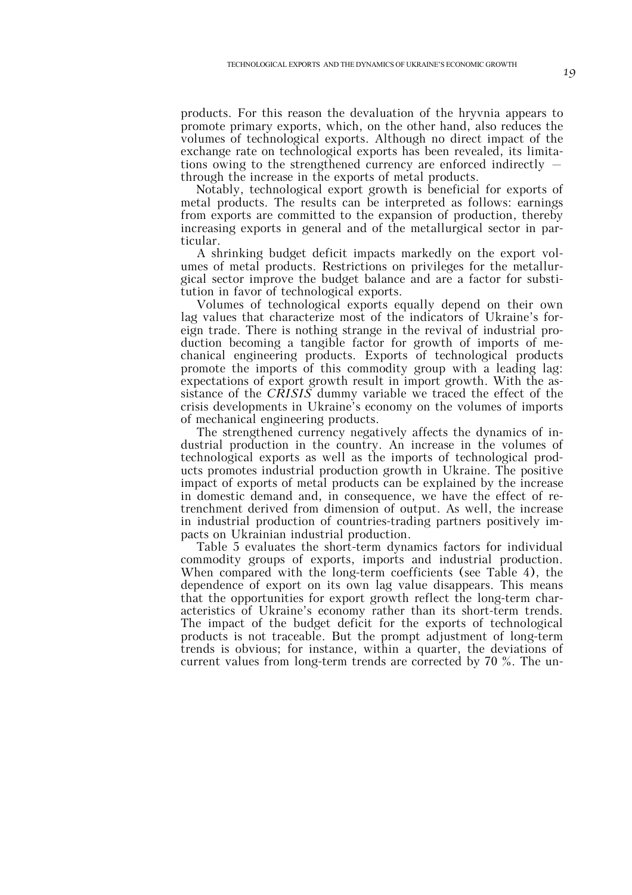products. For this reason the devaluation of the hryvnia appears to promote primary exports, which, on the other hand, also reduces the volumes of technological exports. Although no direct impact of the exchange rate on technological exports has been revealed, its limitations owing to the strengthened currency are enforced indirectly — through the increase in the exports of metal products.

Notably, technological export growth is beneficial for exports of metal products. The results can be interpreted as follows: earnings from exports are committed to the expansion of production, thereby increasing exports in general and of the metallurgical sector in particular.

A shrinking budget deficit impacts markedly on the export volumes of metal products. Restrictions on privileges for the metallurgical sector improve the budget balance and are a factor for substitution in favor of technological exports.

Volumes of technological exports equally depend on their own lag values that characterize most of the indicators of Ukraine's foreign trade. There is nothing strange in the revival of industrial production becoming a tangible factor for growth of imports of mechanical engineering products. Exports of technological products promote the imports of this commodity group with a leading lag: expectations of export growth result in import growth. With the assistance of the *CRISIS* dummy variable we traced the effect of the crisis developments in Ukraine's economy on the volumes of imports of mechanical engineering products.

The strengthened currency negatively affects the dynamics of industrial production in the country. An increase in the volumes of technological exports as well as the imports of technological products promotes industrial production growth in Ukraine. The positive impact of exports of metal products can be explained by the increase in domestic demand and, in consequence, we have the effect of retrenchment derived from dimension of output. As well, the increase in industrial production of countries-trading partners positively impacts on Ukrainian industrial production.

Table 5 evaluates the short-term dynamics factors for individual commodity groups of exports, imports and industrial production. When compared with the long-term coefficients (see Table 4), the dependence of export on its own lag value disappears. This means that the opportunities for export growth reflect the long-term characteristics of Ukraine's economy rather than its short-term trends. The impact of the budget deficit for the exports of technological products is not traceable. But the prompt adjustment of long-term trends is obvious; for instance, within a quarter, the deviations of current values from long-term trends are corrected by 70 %. The un-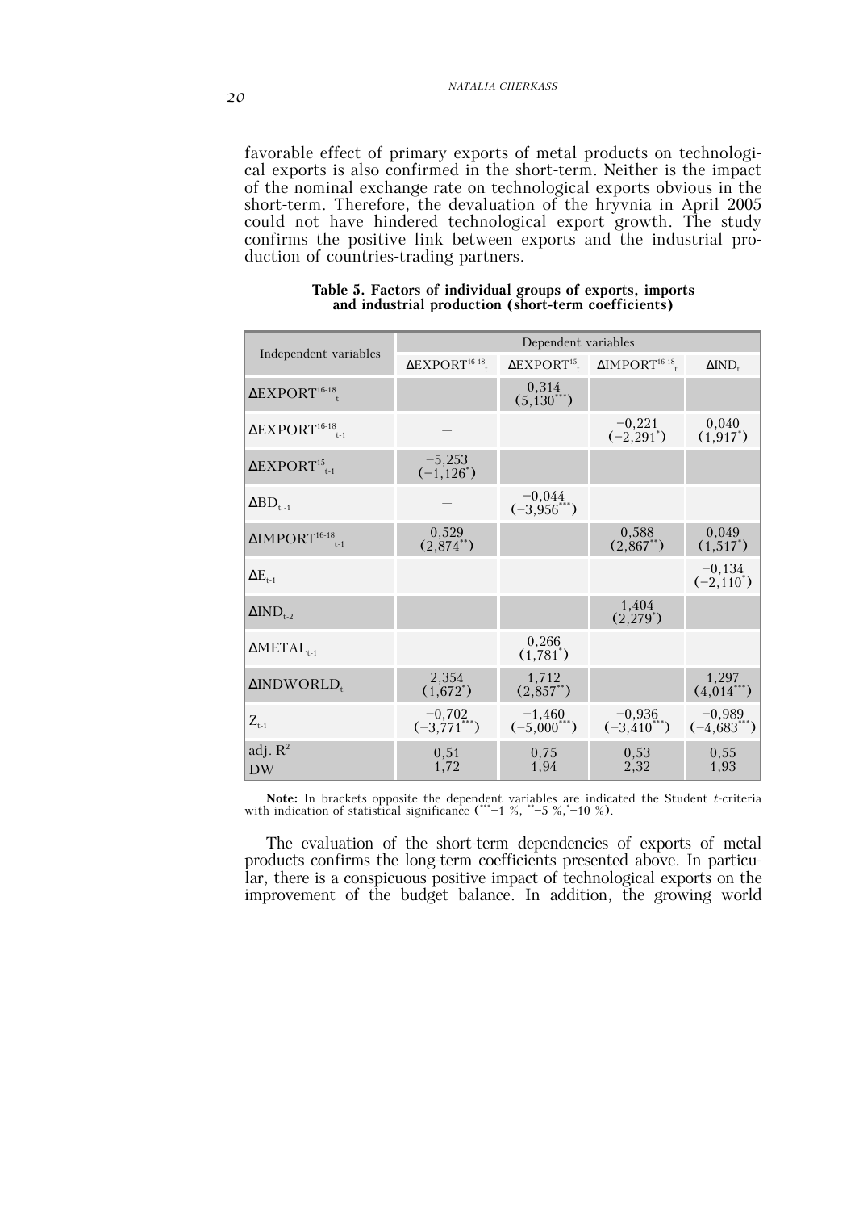favorable effect of primary exports of metal products on technological exports is also confirmed in the short-term. Neither is the impact of the nominal exchange rate on technological exports obvious in the short-term. Therefore, the devaluation of the hryvnia in April 2005 could not have hindered technological export growth. The study confirms the positive link between exports and the industrial production of countries-trading partners.

**Table 5. Factors of individual groups of exports, imports and industrial production (short-term coefficients)**

| Independent variables | Dependent variables | | | |
|---|---|---|---|---|
| | $\Delta EXPORT^{16\text{-}18}_{t}$ | $\Delta EXPORT^{15}_{t}$ | $\Delta IMPORT^{16\text{-}18}_{t}$ | $\Delta IND_{t}$ |
| $\Delta EXPORT^{16\text{-}18}_{t}$ | | 0,314 (5,130***) | | |
| $\Delta EXPORT^{16\text{-}18}_{t-1}$ | — | | −0,221 (−2,291*) | 0,040 (1,917*) |
| $\Delta EXPORT^{15}_{t-1}$ | −5,253 (−1,126*) | | | |
| $\Delta BD_{t-1}$ | — | −0,044 (−3,956***) | | |
| $\Delta IMPORT^{16\text{-}18}_{t-1}$ | 0,529 (2,874**) | | 0,588 (2,867**) | 0,049 (1,517*) |
| $\Delta E_{t-1}$ | | | | −0,134 (−2,110*) |
| $\Delta IND_{t-2}$ | | | 1,404 (2,279*) | |
| $\Delta METAL_{t-1}$ | | 0,266 (1,781*) | | |
| $\Delta INDWORLD_{t}$ | 2,354 (1,672*) | 1,712 (2,857**) | | 1,297 (4,014***) |
| $Z_{t-1}$ | −0,702 (−3,771***) | −1,460 (−5,000***) | −0,936 (−3,410***) | −0,989 (−4,683***) |
| adj. $R^2$ DW | 0,51 1,72 | 0,75 1,94 | 0,53 2,32 | 0,55 1,93 |

**Note:** In brackets opposite the dependent variables are indicated the Student *t*-criteria with indication of statistical significance (***−1 %, **−5 %, *−10 %).

The evaluation of the short-term dependencies of exports of metal products confirms the long-term coefficients presented above. In particular, there is a conspicuous positive impact of technological exports on the improvement of the budget balance. In addition, the growing world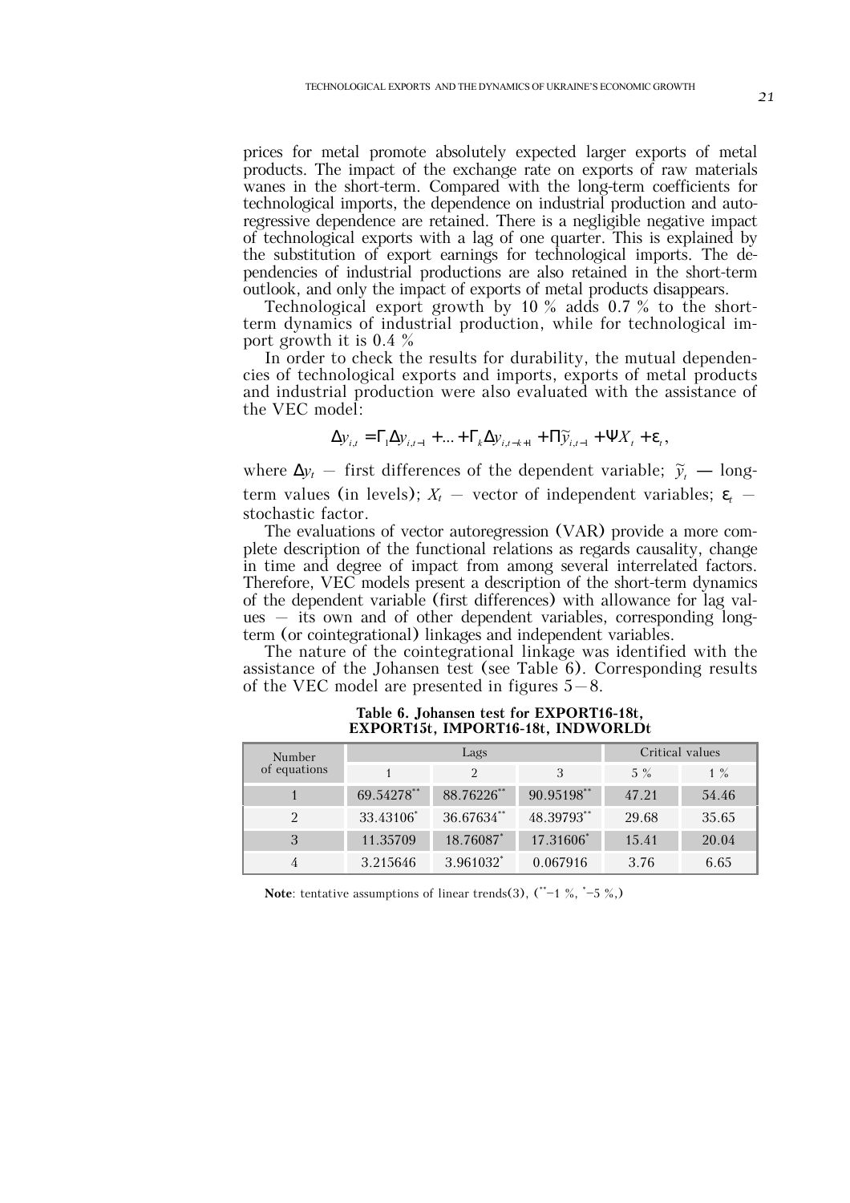prices for metal promote absolutely expected larger exports of metal products. The impact of the exchange rate on exports of raw materials wanes in the short-term. Compared with the long-term coefficients for technological imports, the dependence on industrial production and autoregressive dependence are retained. There is a negligible negative impact of technological exports with a lag of one quarter. This is explained by the substitution of export earnings for technological imports. The dependencies of industrial productions are also retained in the short-term outlook, and only the impact of exports of metal products disappears.

Technological export growth by 10 % adds 0.7 % to the short-term dynamics of industrial production, while for technological import growth it is 0.4 %

In order to check the results for durability, the mutual dependencies of technological exports and imports, exports of metal products and industrial production were also evaluated with the assistance of the VEC model:

$$\Delta y_{i,t} = \Gamma_1 \Delta y_{i,t-1} + ... + \Gamma_k \Delta y_{i,t-k+1} + \Pi \tilde{y}_{i,t-1} + \Psi X_t + \varepsilon_t,$$

where $\Delta y_t$ – first differences of the dependent variable; $\tilde{y}_t$ — long-term values (in levels); $X_t$ – vector of independent variables; $\varepsilon_t$ – stochastic factor.

The evaluations of vector autoregression (VAR) provide a more complete description of the functional relations as regards causality, change in time and degree of impact from among several interrelated factors. Therefore, VEC models present a description of the short-term dynamics of the dependent variable (first differences) with allowance for lag values – its own and of other dependent variables, corresponding long-term (or cointegrational) linkages and independent variables.

The nature of the cointegrational linkage was identified with the assistance of the Johansen test (see Table 6). Corresponding results of the VEC model are presented in figures 5–8.

**Table 6. Johansen test for EXPORT16-18t, EXPORT15t, IMPORT16-18t, INDWORLDt**

| Number of equations | Lags | | | Critical values | |
|---|---|---|---|---|---|
| | 1 | 2 | 3 | 5 % | 1 % |
| 1 | 69.54278** | 88.76226** | 90.95198** | 47.21 | 54.46 |
| 2 | 33.43106* | 36.67634** | 48.39793** | 29.68 | 35.65 |
| 3 | 11.35709 | 18.76087* | 17.31606* | 15.41 | 20.04 |
| 4 | 3.215646 | 3.961032* | 0.067916 | 3.76 | 6.65 |

**Note**: tentative assumptions of linear trends(3), (**–1 %, *–5 %,)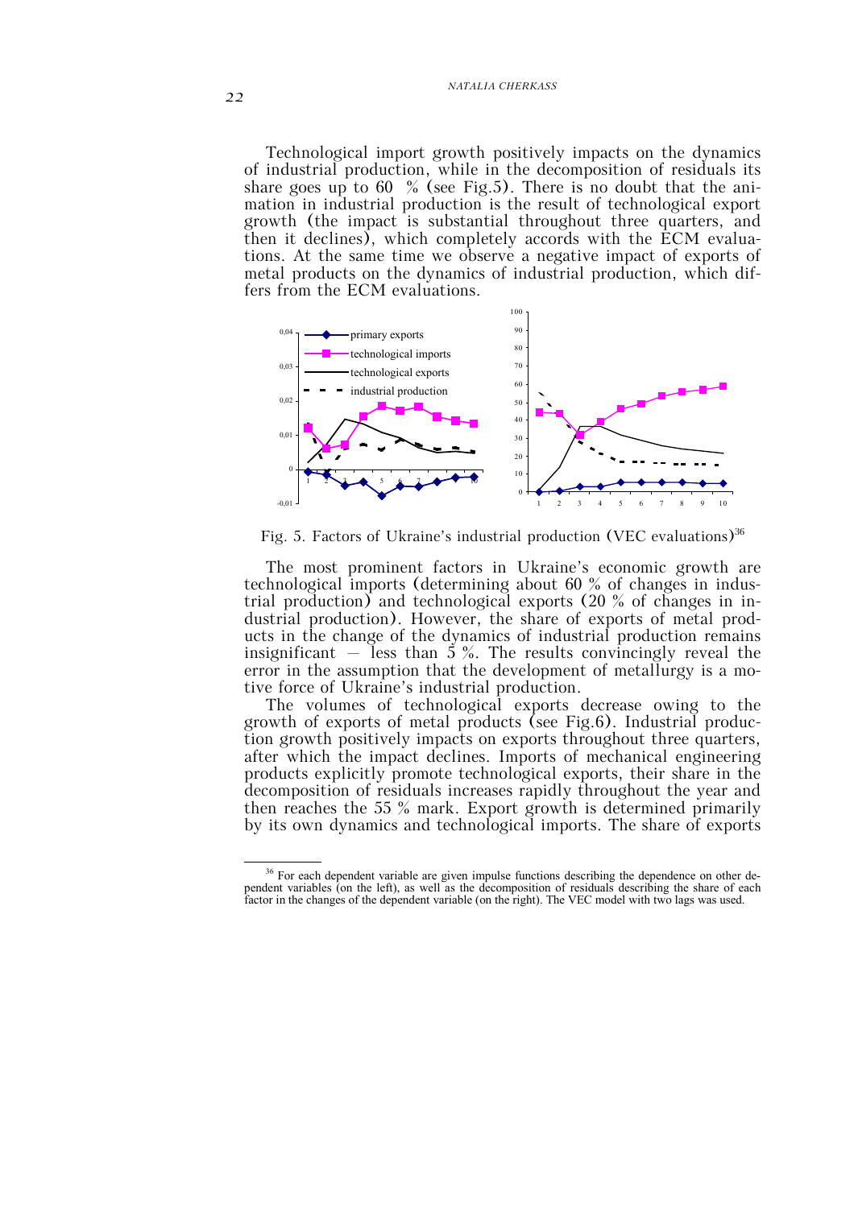Technological import growth positively impacts on the dynamics of industrial production, while in the decomposition of residuals its share goes up to 60 % (see Fig.5). There is no doubt that the animation in industrial production is the result of technological export growth (the impact is substantial throughout three quarters, and then it declines), which completely accords with the ECM evaluations. At the same time we observe a negative impact of exports of metal products on the dynamics of industrial production, which differs from the ECM evaluations.

Fig. 5. Factors of Ukraine's industrial production (VEC evaluations)[36]

The most prominent factors in Ukraine's economic growth are technological imports (determining about 60 % of changes in industrial production) and technological exports (20 % of changes in industrial production). However, the share of exports of metal products in the change of the dynamics of industrial production remains insignificant — less than 5 %. The results convincingly reveal the error in the assumption that the development of metallurgy is a motive force of Ukraine's industrial production.

The volumes of technological exports decrease owing to the growth of exports of metal products (see Fig.6). Industrial production growth positively impacts on exports throughout three quarters, after which the impact declines. Imports of mechanical engineering products explicitly promote technological exports, their share in the decomposition of residuals increases rapidly throughout the year and then reaches the 55 % mark. Export growth is determined primarily by its own dynamics and technological imports. The share of exports

[36] For each dependent variable are given impulse functions describing the dependence on other dependent variables (on the left), as well as the decomposition of residuals describing the share of each factor in the changes of the dependent variable (on the right). The VEC model with two lags was used.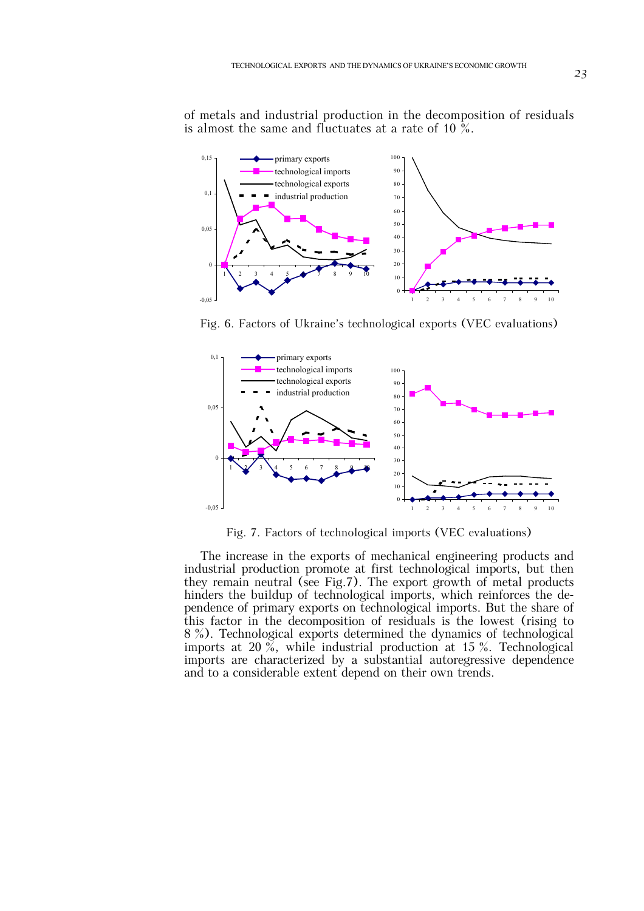of metals and industrial production in the decomposition of residuals is almost the same and fluctuates at a rate of 10 %.

Fig. 6. Factors of Ukraine's technological exports (VEC evaluations)

Fig. 7. Factors of technological imports (VEC evaluations)

The increase in the exports of mechanical engineering products and industrial production promote at first technological imports, but then they remain neutral (see Fig.7). The export growth of metal products hinders the buildup of technological imports, which reinforces the dependence of primary exports on technological imports. But the share of this factor in the decomposition of residuals is the lowest (rising to 8 %). Technological exports determined the dynamics of technological imports at 20 %, while industrial production at 15 %. Technological imports are characterized by a substantial autoregressive dependence and to a considerable extent depend on their own trends.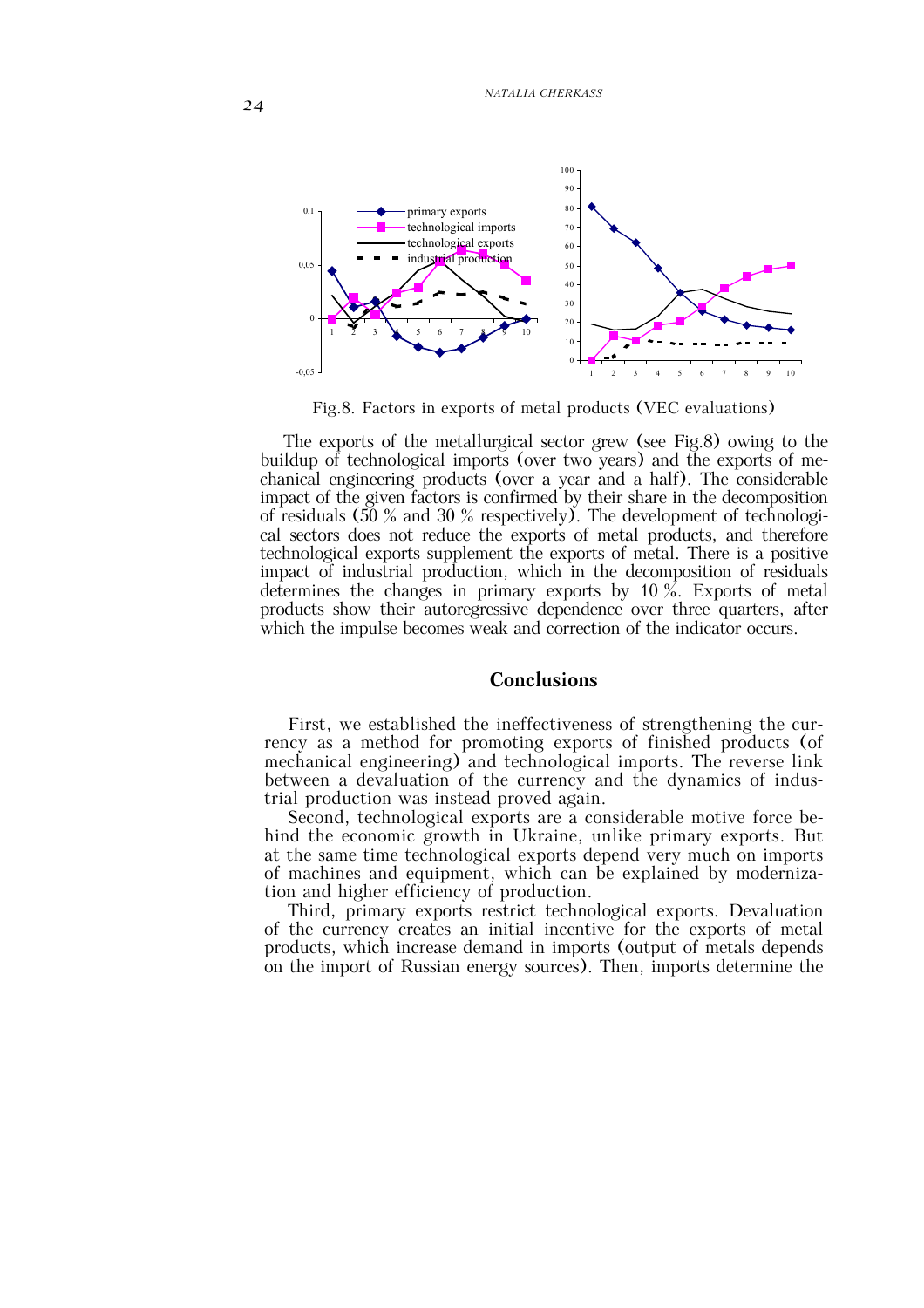Fig.8. Factors in exports of metal products (VEC evaluations)

The exports of the metallurgical sector grew (see Fig.8) owing to the buildup of technological imports (over two years) and the exports of mechanical engineering products (over a year and a half). The considerable impact of the given factors is confirmed by their share in the decomposition of residuals (50 % and 30 % respectively). The development of technological sectors does not reduce the exports of metal products, and therefore technological exports supplement the exports of metal. There is a positive impact of industrial production, which in the decomposition of residuals determines the changes in primary exports by 10 %. Exports of metal products show their autoregressive dependence over three quarters, after which the impulse becomes weak and correction of the indicator occurs.

## Conclusions

First, we established the ineffectiveness of strengthening the currency as a method for promoting exports of finished products (of mechanical engineering) and technological imports. The reverse link between a devaluation of the currency and the dynamics of industrial production was instead proved again.

Second, technological exports are a considerable motive force behind the economic growth in Ukraine, unlike primary exports. But at the same time technological exports depend very much on imports of machines and equipment, which can be explained by modernization and higher efficiency of production.

Third, primary exports restrict technological exports. Devaluation of the currency creates an initial incentive for the exports of metal products, which increase demand in imports (output of metals depends on the import of Russian energy sources). Then, imports determine the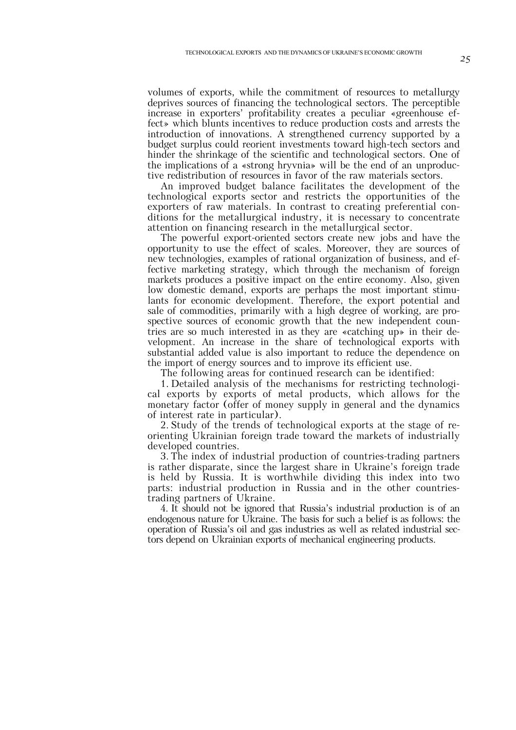volumes of exports, while the commitment of resources to metallurgy deprives sources of financing the technological sectors. The perceptible increase in exporters' profitability creates a peculiar «greenhouse effect» which blunts incentives to reduce production costs and arrests the introduction of innovations. A strengthened currency supported by a budget surplus could reorient investments toward high-tech sectors and hinder the shrinkage of the scientific and technological sectors. One of the implications of a «strong hryvnia» will be the end of an unproductive redistribution of resources in favor of the raw materials sectors.

An improved budget balance facilitates the development of the technological exports sector and restricts the opportunities of the exporters of raw materials. In contrast to creating preferential conditions for the metallurgical industry, it is necessary to concentrate attention on financing research in the metallurgical sector.

The powerful export-oriented sectors create new jobs and have the opportunity to use the effect of scales. Moreover, they are sources of new technologies, examples of rational organization of business, and effective marketing strategy, which through the mechanism of foreign markets produces a positive impact on the entire economy. Also, given low domestic demand, exports are perhaps the most important stimulants for economic development. Therefore, the export potential and sale of commodities, primarily with a high degree of working, are prospective sources of economic growth that the new independent countries are so much interested in as they are «catching up» in their development. An increase in the share of technological exports with substantial added value is also important to reduce the dependence on the import of energy sources and to improve its efficient use.

The following areas for continued research can be identified:

1. Detailed analysis of the mechanisms for restricting technological exports by exports of metal products, which allows for the monetary factor (offer of money supply in general and the dynamics of interest rate in particular).

2. Study of the trends of technological exports at the stage of reorienting Ukrainian foreign trade toward the markets of industrially developed countries.

3. The index of industrial production of countries-trading partners is rather disparate, since the largest share in Ukraine's foreign trade is held by Russia. It is worthwhile dividing this index into two parts: industrial production in Russia and in the other countries-trading partners of Ukraine.

4. It should not be ignored that Russia's industrial production is of an endogenous nature for Ukraine. The basis for such a belief is as follows: the operation of Russia's oil and gas industries as well as related industrial sectors depend on Ukrainian exports of mechanical engineering products.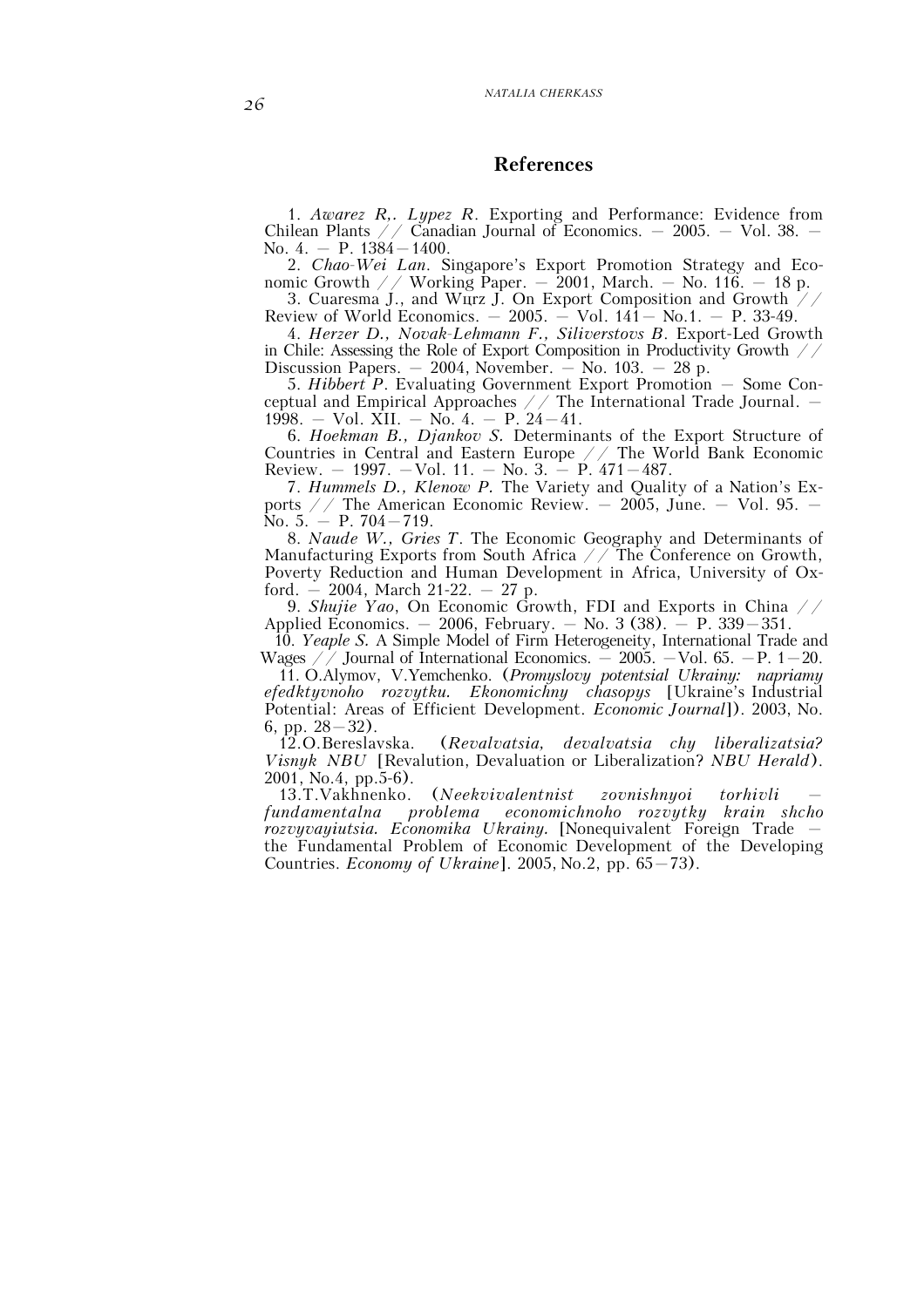## References

1. *Awarez R,. Lypez R*. Exporting and Performance: Evidence from Chilean Plants // Canadian Journal of Economics. — 2005. — Vol. 38. — No. 4. — P. 1384—1400.

2. *Chao-Wei Lan*. Singapore's Export Promotion Strategy and Economic Growth // Working Paper. — 2001, March. — No. 116. — 18 p.

3. Cuaresma J., and Wцrz J. On Export Composition and Growth // Review of World Economics. — 2005. — Vol. 141— No.1. — P. 33-49.

4. *Herzer D., Novak-Lehmann F., Siliverstovs B*. Export-Led Growth in Chile: Assessing the Role of Export Composition in Productivity Growth // Discussion Papers. — 2004, November. — No. 103. — 28 p.

5. *Hibbert P*. Evaluating Government Export Promotion — Some Conceptual and Empirical Approaches // The International Trade Journal. — 1998. — Vol. XII. — No. 4. — P. 24—41.

6. *Hoekman B., Djankov S.* Determinants of the Export Structure of Countries in Central and Eastern Europe // The World Bank Economic Review. — 1997. —Vol. 11. — No. 3. — P. 471—487.

7. *Hummels D., Klenow P.* The Variety and Quality of a Nation's Exports // The American Economic Review. — 2005, June. — Vol. 95. — No. 5. — P. 704—719.

8. *Naude W., Gries T*. The Economic Geography and Determinants of Manufacturing Exports from South Africa // The Conference on Growth, Poverty Reduction and Human Development in Africa, University of Oxford. — 2004, March 21-22. — 27 p.

9. *Shujie Yao*, On Economic Growth, FDI and Exports in China // Applied Economics. — 2006, February. — No. 3 (38). — P. 339—351.

10. *Yeaple S.* A Simple Model of Firm Heterogeneity, International Trade and Wages // Journal of International Economics. — 2005. —Vol. 65. —P. 1—20.

11. O.Alymov, V.Yemchenko. (*Promyslovy potentsial Ukrainy: napriamy efedktyvnoho rozvytku. Ekonomichny chasopys* [Ukraine's Industrial Potential: Areas of Efficient Development. *Economic Journal*]). 2003, No. 6, pp. 28—32).

12.O.Bereslavska. (*Revalvatsia, devalvatsia chy liberalizatsia? Visnyk NBU* [Revalution, Devaluation or Liberalization? *NBU Herald*). 2001, No.4, pp.5-6).

13.T.Vakhnenko. (*Neekvivalentnist zovnishnyoi torhivli — fundamentalna problema economichnoho rozvytky krain shcho rozvyvayiutsia. Economika Ukrainy.* [Nonequivalent Foreign Trade — the Fundamental Problem of Economic Development of the Developing Countries. *Economy of Ukraine*]. 2005, No.2, pp. 65—73).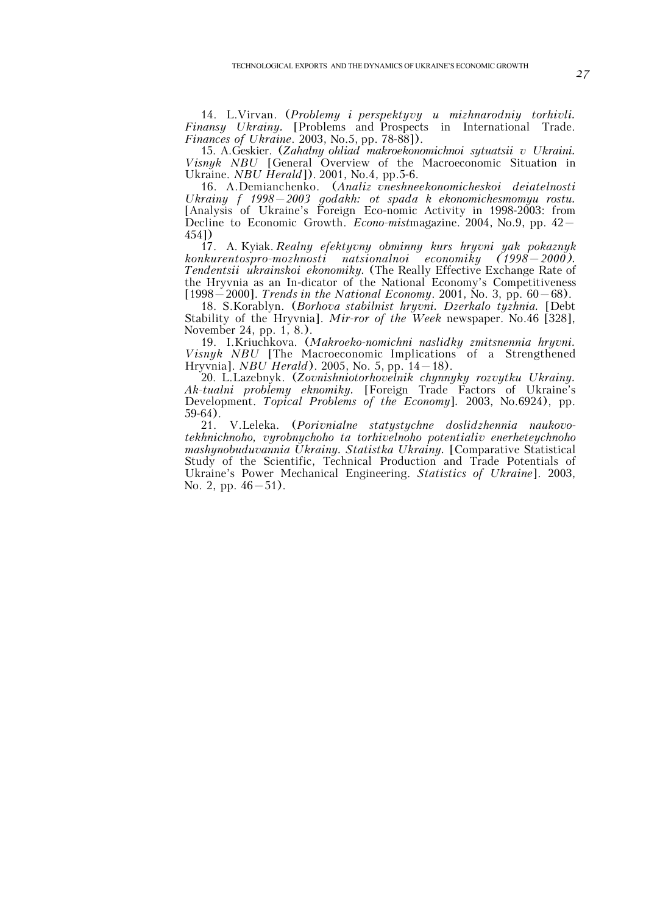14. L.Virvan. (*Problemy i perspektyvy u mizhnarodniy torhivli. Finansy Ukrainy.* [Problems and Prospects in International Trade. *Finances of Ukraine*. 2003, No.5, pp. 78-88]).

15. A.Geskier. (*Zahalny ohliad makroekonomichnoi sytuatsii v Ukraini. Visnyk NBU* [General Overview of the Macroeconomic Situation in Ukraine. *NBU Herald*]). 2001, No.4, pp.5-6.

16. A.Demianchenko. (*Analiz vneshneekonomicheskoi deiatelnosti Ukrainy f 1998—2003 godakh: ot spada k ekonomichesmomyu rostu.* [Analysis of Ukraine's Foreign Eco-nomic Activity in 1998-2003: from Decline to Economic Growth. *Econo-mist*magazine. 2004, No.9, pp. 42—454])

17. A. Kyiak. *Realny efektyvny obminny kurs hryvni yak pokaznyk konkurentospro-mozhnosti natsionalnoi economiky (1998—2000). Tendentsii ukrainskoi ekonomiky.* (The Really Effective Exchange Rate of the Hryvnia as an In-dicator of the National Economy's Competitiveness [1998—2000]. *Trends in the National Economy*. 2001, No. 3, pp. 60—68).

18. S.Korablyn. (*Borhova stabilnist hryvni. Dzerkalo tyzhnia.* [Debt Stability of the Hryvnia]. *Mir-ror of the Week* newspaper. No.46 [328], November 24, pp. 1, 8.).

19. I.Kriuchkova. (*Makroeko-nomichni naslidky zmitsnennia hryvni. Visnyk NBU* [The Macroeconomic Implications of a Strengthened Hryvnia]. *NBU Herald*). 2005, No. 5, pp. 14—18).

20. L.Lazebnyk. (*Zovnishniotorhovelnik chynnyky rozvytku Ukrainy. Ak-tualni problemy eknomiky.* [Foreign Trade Factors of Ukraine's Development. *Topical Problems of the Economy*]. 2003, No.6924), pp. 59-64).

21. V.Leleka. (*Porivnialne statystychne doslidzhennia naukovo-tekhnichnoho, vyrobnychoho ta torhivelnoho potentialiv enerheteychnoho mashynobuduvannia Ukrainy. Statistka Ukrainy.* [Comparative Statistical Study of the Scientific, Technical Production and Trade Potentials of Ukraine's Power Mechanical Engineering. *Statistics of Ukraine*]. 2003, No. 2, pp. 46—51).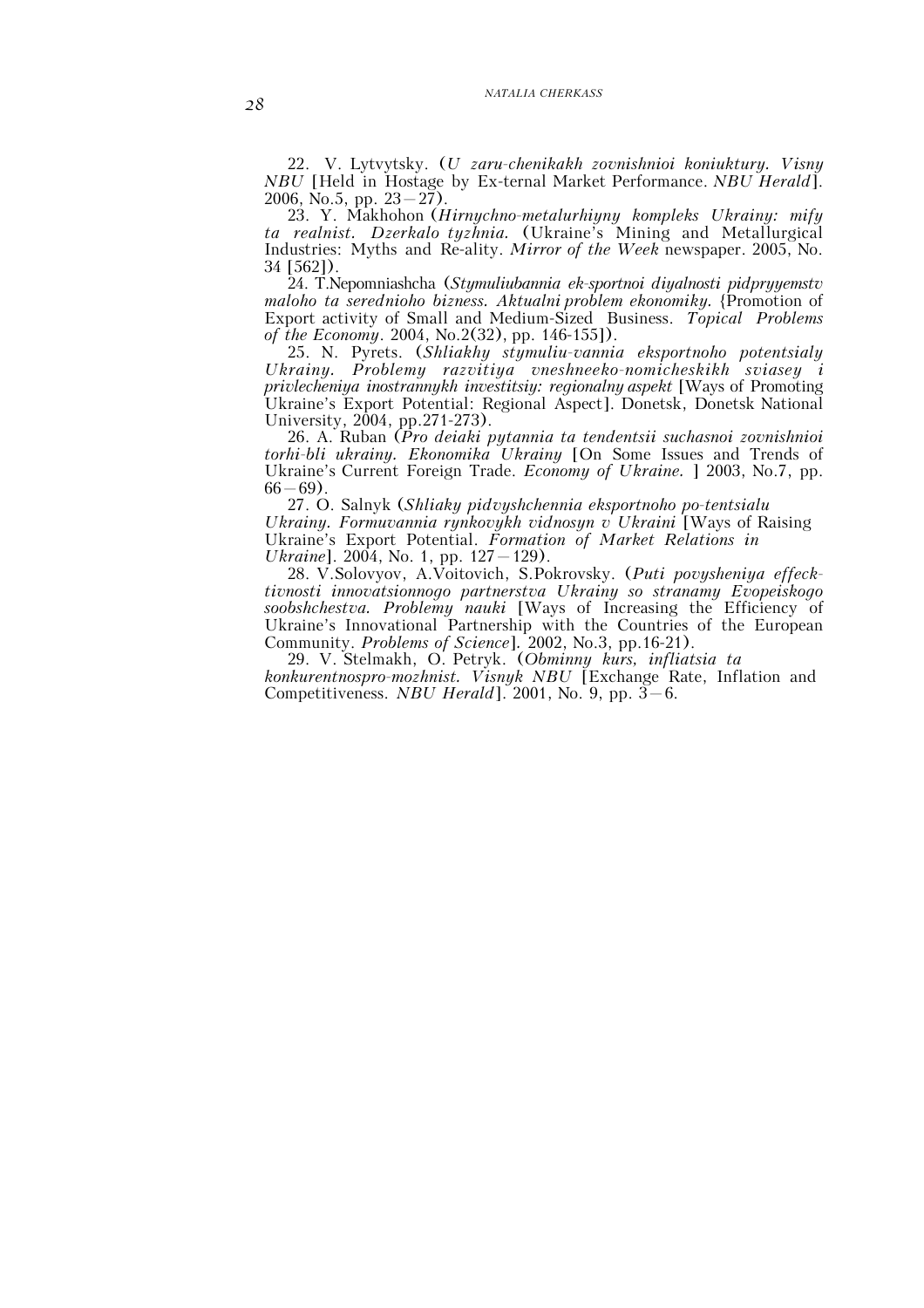22. V. Lytvytsky. (*U zaru-chenikakh zovnishnioi koniuktury. Visny NBU* [Held in Hostage by Ex-ternal Market Performance. *NBU Herald*]. 2006, No.5, pp. 23—27).

23. Y. Makhohon (*Hirnychno-metalurhiyny kompleks Ukrainy: mify ta realnist. Dzerkalo tyzhnia.* (Ukraine's Mining and Metallurgical Industries: Myths and Re-ality. *Mirror of the Week* newspaper. 2005, No. 34 [562]).

24. T.Nepomniashcha (*Stymuliubannia ek-sportnoi diyalnosti pidpryyemstv maloho ta serednioho bizness. Aktualni problem ekonomiky.* {Promotion of Export activity of Small and Medium-Sized Business. *Topical Problems of the Economy*. 2004, No.2(32), pp. 146-155]).

25. N. Pyrets. (*Shliakhy stymuliu-vannia eksportnoho potentsialy Ukrainy. Problemy razvitiya vneshneeko-nomicheskikh sviasey i privlecheniya inostrannykh investitsiy: regionalny aspekt* [Ways of Promoting Ukraine's Export Potential: Regional Aspect]. Donetsk, Donetsk National University, 2004, pp.271-273).

26. A. Ruban (*Pro deiaki pytannia ta tendentsii suchasnoi zovnishnioi torhi-bli ukrainy. Ekonomika Ukrainy* [On Some Issues and Trends of Ukraine's Current Foreign Trade. *Economy of Ukraine.* ] 2003, No.7, pp. 66—69).

27. O. Salnyk (*Shliaky pidvyshchennia eksportnoho po-tentsialu Ukrainy. Formuvannia rynkovykh vidnosyn v Ukraini* [Ways of Raising Ukraine's Export Potential. *Formation of Market Relations in Ukraine*]. 2004, No. 1, pp. 127—129).

28. V.Solovyov, A.Voitovich, S.Pokrovsky. (*Puti povysheniya effeck-tivnosti innovatsionnogo partnerstva Ukrainy so stranamy Evopeiskogo soobshchestva. Problemy nauki* [Ways of Increasing the Efficiency of Ukraine's Innovational Partnership with the Countries of the European Community. *Problems of Science*]. 2002, No.3, pp.16-21).

29. V. Stelmakh, O. Petryk. (*Obminny kurs, infliatsia ta konkurentnospro-mozhnist. Visnyk NBU* [Exchange Rate, Inflation and Competitiveness. *NBU Herald*]. 2001, No. 9, pp. 3—6.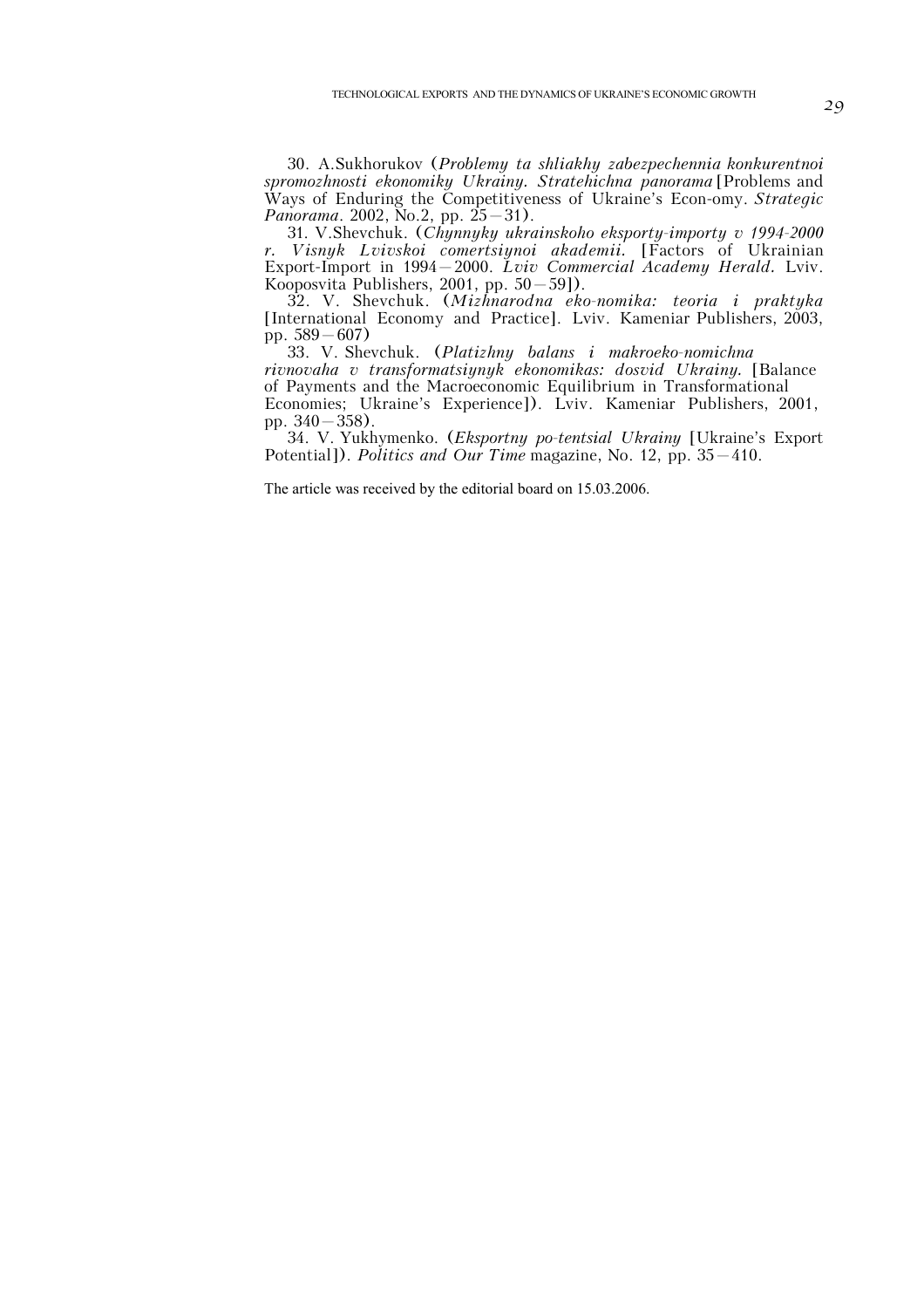30. A.Sukhorukov (*Problemy ta shliakhy zabezpechennia konkurentnoi spromozhnosti ekonomiky Ukrainy. Stratehichna panorama* [Problems and Ways of Enduring the Competitiveness of Ukraine's Econ-omy. *Strategic Panorama*. 2002, No.2, pp. 25—31).

31. V.Shevchuk. (*Chynnyky ukrainskoho eksporty-importy v 1994-2000 r. Visnyk Lvivskoi comertsiynoi akademii.* [Factors of Ukrainian Export-Import in 1994—2000. *Lviv Commercial Academy Herald.* Lviv. Kooposvita Publishers, 2001, pp. 50—59]).

32. V. Shevchuk. (*Mizhnarodna eko-nomika: teoria i praktyka* [International Economy and Practice]. Lviv. Kameniar Publishers, 2003, pp. 589—607)

33. V. Shevchuk. (*Platizhny balans i makroeko-nomichna rivnovaha v transformatsiynyk ekonomikas: dosvid Ukrainy.* [Balance of Payments and the Macroeconomic Equilibrium in Transformational Economies; Ukraine's Experience]). Lviv. Kameniar Publishers, 2001, pp. 340—358).

34. V. Yukhymenko. (*Eksportny po-tentsial Ukrainy* [Ukraine's Export Potential]). *Politics and Our Time* magazine, No. 12, pp. 35—410.

The article was received by the editorial board on 15.03.2006.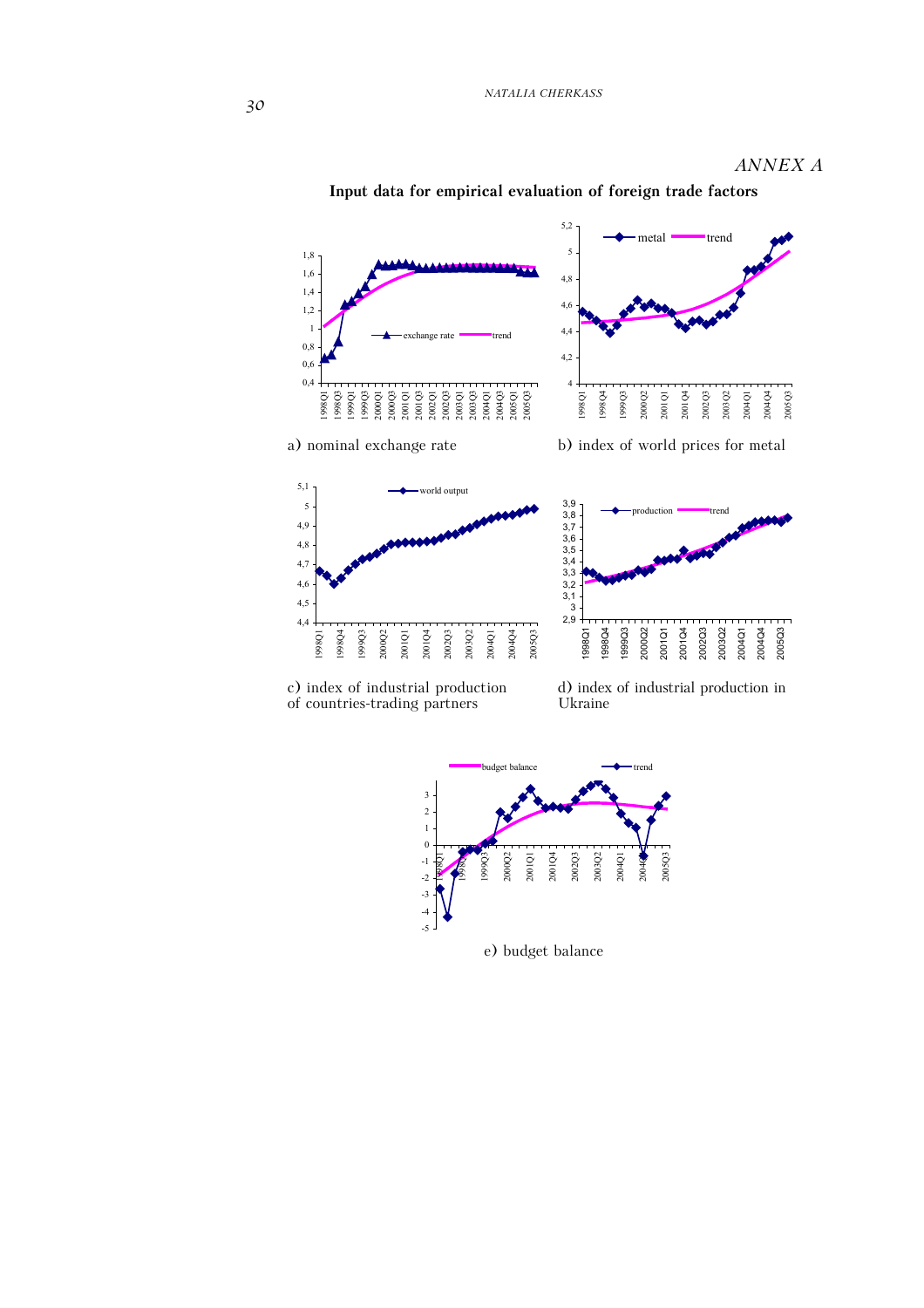# ANNEX A

**Input data for empirical evaluation of foreign trade factors**

1,8
1,6
1,4
1,2
1
0,8
0,6
0,4

exchange rate
trend

1998Q1 1998Q3 1999Q1 1999Q3 2000Q1 2000Q3 2001Q1 2001Q3 2002Q1 2002Q3 2003Q1 2003Q3 2004Q1 2004Q3 2005Q1 2005Q3

a) nominal exchange rate

5,2
5
4,8
4,6
4,4
4,2
4

metal
trend

1998Q1 1998Q4 1999Q3 2000Q2 2001Q1 2001Q4 2002Q3 2003Q2 2004Q1 2004Q4 2005Q3

b) index of world prices for metal

5,1
5
4,9
4,8
4,7
4,6
4,5
4,4

world output

1998Q1 1998Q4 1999Q3 2000Q2 2001Q1 2001Q4 2002Q3 2003Q2 2004Q1 2004Q4 2005Q3

c) index of industrial production of countries-trading partners

3,9
3,8
3,7
3,6
3,5
3,4
3,3
3,2
3,1
3
2,9

production
trend

1998Q1 1998Q4 1999Q3 2000Q2 2001Q1 2001Q4 2002Q3 2003Q2 2004Q1 2004Q4 2005Q3

d) index of industrial production in Ukraine

budget balance
trend

3
2
1
0
-1
-2
-3
-4
-5

1998Q1 1998Q4 1999Q3 2000Q2 2001Q1 2001Q4 2002Q3 2003Q2 2004Q1 2004Q4 2005Q3

e) budget balance